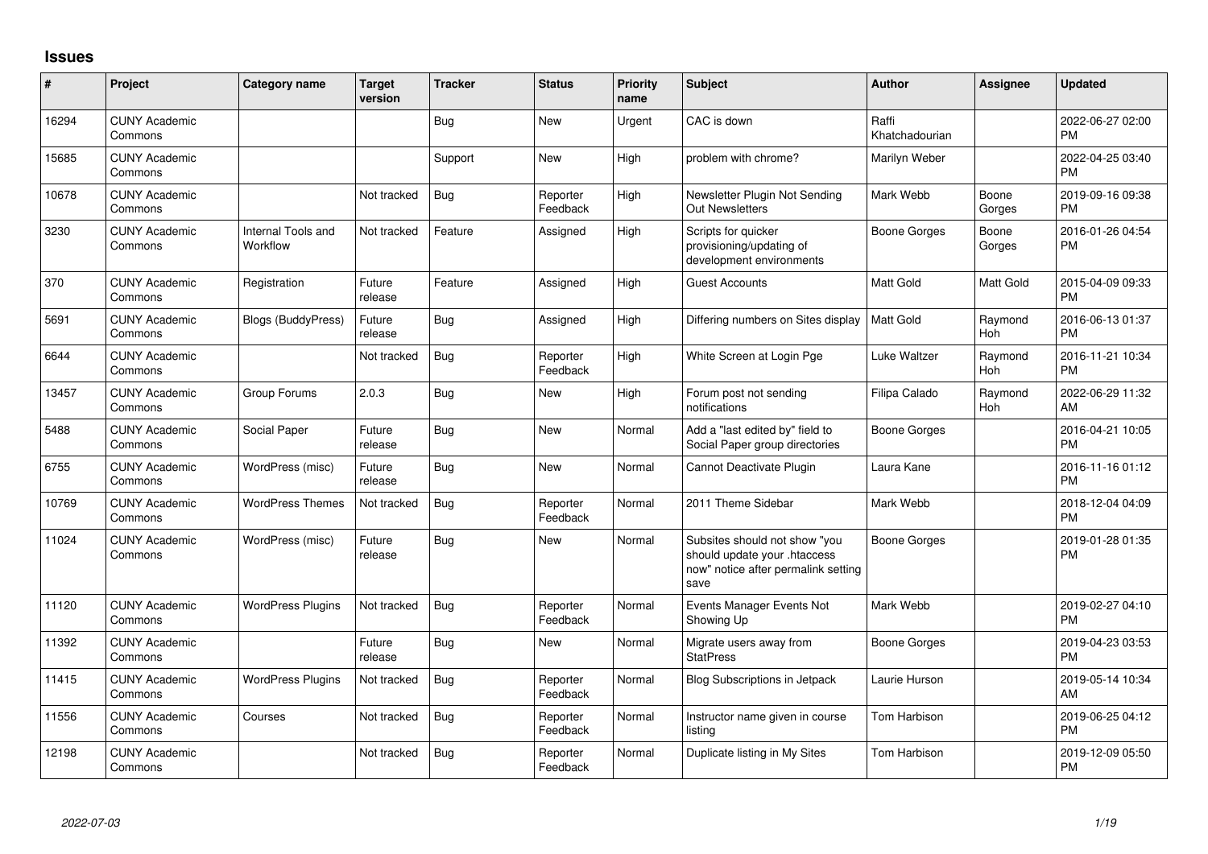## Issues

| # | Project | Category name | Target version | Tracker | Status | Priority name | Subject | Author | Assignee | Updated |
|---|---|---|---|---|---|---|---|---|---|---|
| 16294 | CUNY Academic Commons | | | Bug | New | Urgent | CAC is down | Raffi Khatchadourian | | 2022-06-27 02:00 PM |
| 15685 | CUNY Academic Commons | | | Support | New | High | problem with chrome? | Marilyn Weber | | 2022-04-25 03:40 PM |
| 10678 | CUNY Academic Commons | | Not tracked | Bug | Reporter Feedback | High | Newsletter Plugin Not Sending Out Newsletters | Mark Webb | Boone Gorges | 2019-09-16 09:38 PM |
| 3230 | CUNY Academic Commons | Internal Tools and Workflow | Not tracked | Feature | Assigned | High | Scripts for quicker provisioning/updating of development environments | Boone Gorges | Boone Gorges | 2016-01-26 04:54 PM |
| 370 | CUNY Academic Commons | Registration | Future release | Feature | Assigned | High | Guest Accounts | Matt Gold | Matt Gold | 2015-04-09 09:33 PM |
| 5691 | CUNY Academic Commons | Blogs (BuddyPress) | Future release | Bug | Assigned | High | Differing numbers on Sites display | Matt Gold | Raymond Hoh | 2016-06-13 01:37 PM |
| 6644 | CUNY Academic Commons | | Not tracked | Bug | Reporter Feedback | High | White Screen at Login Pge | Luke Waltzer | Raymond Hoh | 2016-11-21 10:34 PM |
| 13457 | CUNY Academic Commons | Group Forums | 2.0.3 | Bug | New | High | Forum post not sending notifications | Filipa Calado | Raymond Hoh | 2022-06-29 11:32 AM |
| 5488 | CUNY Academic Commons | Social Paper | Future release | Bug | New | Normal | Add a "last edited by" field to Social Paper group directories | Boone Gorges | | 2016-04-21 10:05 PM |
| 6755 | CUNY Academic Commons | WordPress (misc) | Future release | Bug | New | Normal | Cannot Deactivate Plugin | Laura Kane | | 2016-11-16 01:12 PM |
| 10769 | CUNY Academic Commons | WordPress Themes | Not tracked | Bug | Reporter Feedback | Normal | 2011 Theme Sidebar | Mark Webb | | 2018-12-04 04:09 PM |
| 11024 | CUNY Academic Commons | WordPress (misc) | Future release | Bug | New | Normal | Subsites should not show "you should update your .htaccess now" notice after permalink setting save | Boone Gorges | | 2019-01-28 01:35 PM |
| 11120 | CUNY Academic Commons | WordPress Plugins | Not tracked | Bug | Reporter Feedback | Normal | Events Manager Events Not Showing Up | Mark Webb | | 2019-02-27 04:10 PM |
| 11392 | CUNY Academic Commons | | Future release | Bug | New | Normal | Migrate users away from StatPress | Boone Gorges | | 2019-04-23 03:53 PM |
| 11415 | CUNY Academic Commons | WordPress Plugins | Not tracked | Bug | Reporter Feedback | Normal | Blog Subscriptions in Jetpack | Laurie Hurson | | 2019-05-14 10:34 AM |
| 11556 | CUNY Academic Commons | Courses | Not tracked | Bug | Reporter Feedback | Normal | Instructor name given in course listing | Tom Harbison | | 2019-06-25 04:12 PM |
| 12198 | CUNY Academic Commons | | Not tracked | Bug | Reporter Feedback | Normal | Duplicate listing in My Sites | Tom Harbison | | 2019-12-09 05:50 PM |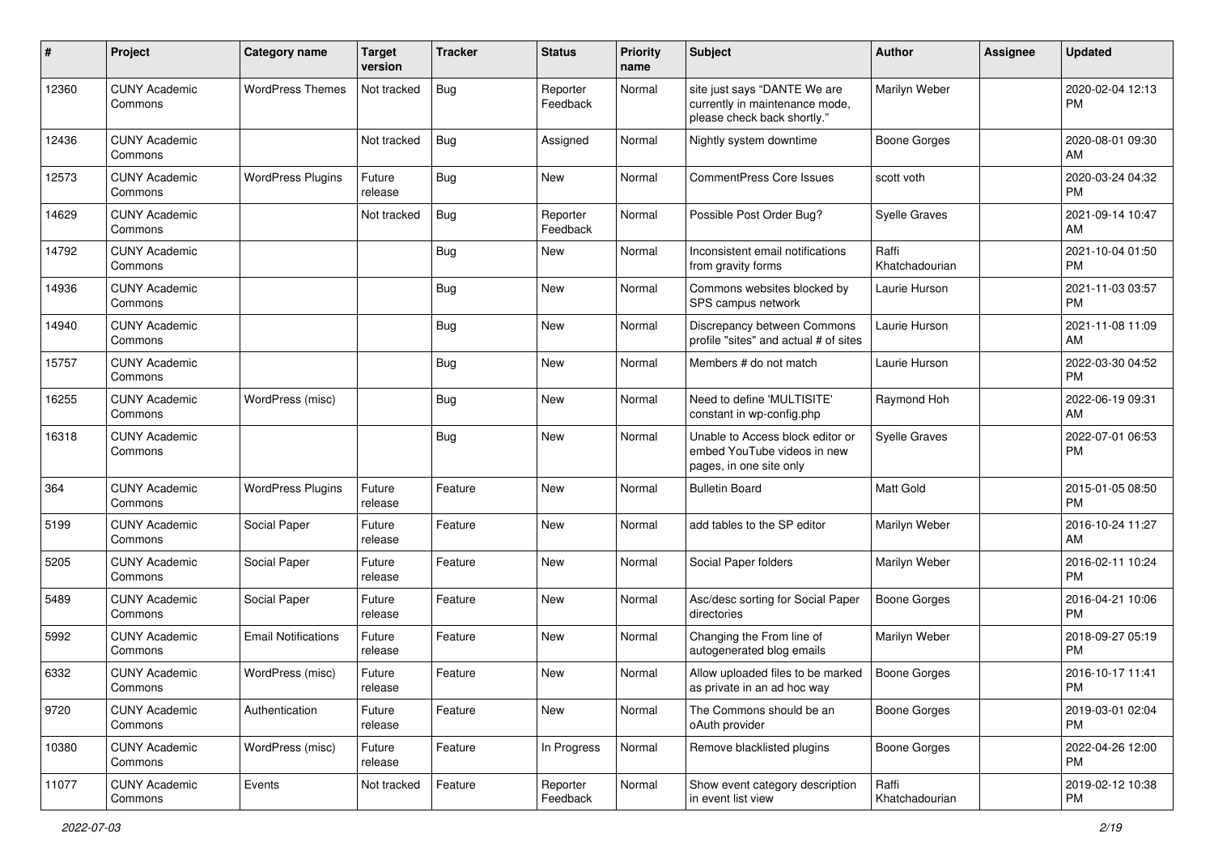| # | Project | Category name | Target version | Tracker | Status | Priority name | Subject | Author | Assignee | Updated |
|---|---|---|---|---|---|---|---|---|---|---|
| 12360 | CUNY Academic Commons | WordPress Themes | Not tracked | Bug | Reporter Feedback | Normal | site just says "DANTE We are currently in maintenance mode, please check back shortly." | Marilyn Weber | | 2020-02-04 12:13 PM |
| 12436 | CUNY Academic Commons | | Not tracked | Bug | Assigned | Normal | Nightly system downtime | Boone Gorges | | 2020-08-01 09:30 AM |
| 12573 | CUNY Academic Commons | WordPress Plugins | Future release | Bug | New | Normal | CommentPress Core Issues | scott voth | | 2020-03-24 04:32 PM |
| 14629 | CUNY Academic Commons | | Not tracked | Bug | Reporter Feedback | Normal | Possible Post Order Bug? | Syelle Graves | | 2021-09-14 10:47 AM |
| 14792 | CUNY Academic Commons | | | Bug | New | Normal | Inconsistent email notifications from gravity forms | Raffi Khatchadourian | | 2021-10-04 01:50 PM |
| 14936 | CUNY Academic Commons | | | Bug | New | Normal | Commons websites blocked by SPS campus network | Laurie Hurson | | 2021-11-03 03:57 PM |
| 14940 | CUNY Academic Commons | | | Bug | New | Normal | Discrepancy between Commons profile "sites" and actual # of sites | Laurie Hurson | | 2021-11-08 11:09 AM |
| 15757 | CUNY Academic Commons | | | Bug | New | Normal | Members # do not match | Laurie Hurson | | 2022-03-30 04:52 PM |
| 16255 | CUNY Academic Commons | WordPress (misc) | | Bug | New | Normal | Need to define 'MULTISITE' constant in wp-config.php | Raymond Hoh | | 2022-06-19 09:31 AM |
| 16318 | CUNY Academic Commons | | | Bug | New | Normal | Unable to Access block editor or embed YouTube videos in new pages, in one site only | Syelle Graves | | 2022-07-01 06:53 PM |
| 364 | CUNY Academic Commons | WordPress Plugins | Future release | Feature | New | Normal | Bulletin Board | Matt Gold | | 2015-01-05 08:50 PM |
| 5199 | CUNY Academic Commons | Social Paper | Future release | Feature | New | Normal | add tables to the SP editor | Marilyn Weber | | 2016-10-24 11:27 AM |
| 5205 | CUNY Academic Commons | Social Paper | Future release | Feature | New | Normal | Social Paper folders | Marilyn Weber | | 2016-02-11 10:24 PM |
| 5489 | CUNY Academic Commons | Social Paper | Future release | Feature | New | Normal | Asc/desc sorting for Social Paper directories | Boone Gorges | | 2016-04-21 10:06 PM |
| 5992 | CUNY Academic Commons | Email Notifications | Future release | Feature | New | Normal | Changing the From line of autogenerated blog emails | Marilyn Weber | | 2018-09-27 05:19 PM |
| 6332 | CUNY Academic Commons | WordPress (misc) | Future release | Feature | New | Normal | Allow uploaded files to be marked as private in an ad hoc way | Boone Gorges | | 2016-10-17 11:41 PM |
| 9720 | CUNY Academic Commons | Authentication | Future release | Feature | New | Normal | The Commons should be an oAuth provider | Boone Gorges | | 2019-03-01 02:04 PM |
| 10380 | CUNY Academic Commons | WordPress (misc) | Future release | Feature | In Progress | Normal | Remove blacklisted plugins | Boone Gorges | | 2022-04-26 12:00 PM |
| 11077 | CUNY Academic Commons | Events | Not tracked | Feature | Reporter Feedback | Normal | Show event category description in event list view | Raffi Khatchadourian | | 2019-02-12 10:38 PM |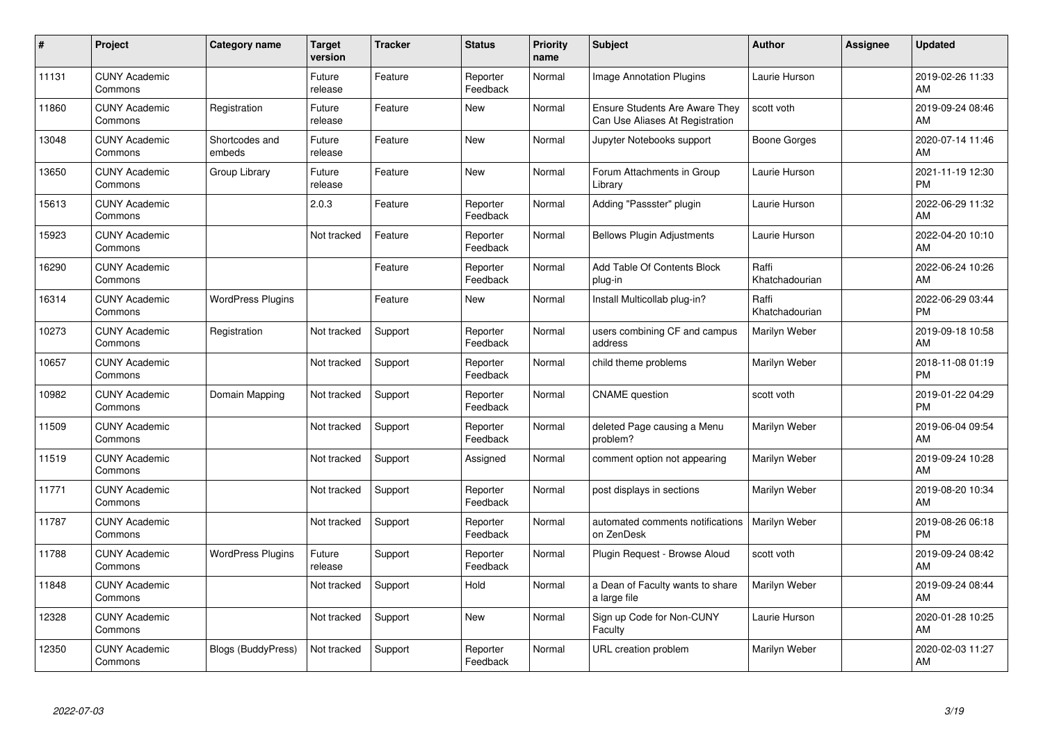| # | Project | Category name | Target version | Tracker | Status | Priority name | Subject | Author | Assignee | Updated |
|---|---|---|---|---|---|---|---|---|---|---|
| 11131 | CUNY Academic Commons | | Future release | Feature | Reporter Feedback | Normal | Image Annotation Plugins | Laurie Hurson | | 2019-02-26 11:33 AM |
| 11860 | CUNY Academic Commons | Registration | Future release | Feature | New | Normal | Ensure Students Are Aware They Can Use Aliases At Registration | scott voth | | 2019-09-24 08:46 AM |
| 13048 | CUNY Academic Commons | Shortcodes and embeds | Future release | Feature | New | Normal | Jupyter Notebooks support | Boone Gorges | | 2020-07-14 11:46 AM |
| 13650 | CUNY Academic Commons | Group Library | Future release | Feature | New | Normal | Forum Attachments in Group Library | Laurie Hurson | | 2021-11-19 12:30 PM |
| 15613 | CUNY Academic Commons | | 2.0.3 | Feature | Reporter Feedback | Normal | Adding "Passster" plugin | Laurie Hurson | | 2022-06-29 11:32 AM |
| 15923 | CUNY Academic Commons | | Not tracked | Feature | Reporter Feedback | Normal | Bellows Plugin Adjustments | Laurie Hurson | | 2022-04-20 10:10 AM |
| 16290 | CUNY Academic Commons | | | Feature | Reporter Feedback | Normal | Add Table Of Contents Block plug-in | Raffi Khatchadourian | | 2022-06-24 10:26 AM |
| 16314 | CUNY Academic Commons | WordPress Plugins | | Feature | New | Normal | Install Multicollab plug-in? | Raffi Khatchadourian | | 2022-06-29 03:44 PM |
| 10273 | CUNY Academic Commons | Registration | Not tracked | Support | Reporter Feedback | Normal | users combining CF and campus address | Marilyn Weber | | 2019-09-18 10:58 AM |
| 10657 | CUNY Academic Commons | | Not tracked | Support | Reporter Feedback | Normal | child theme problems | Marilyn Weber | | 2018-11-08 01:19 PM |
| 10982 | CUNY Academic Commons | Domain Mapping | Not tracked | Support | Reporter Feedback | Normal | CNAME question | scott voth | | 2019-01-22 04:29 PM |
| 11509 | CUNY Academic Commons | | Not tracked | Support | Reporter Feedback | Normal | deleted Page causing a Menu problem? | Marilyn Weber | | 2019-06-04 09:54 AM |
| 11519 | CUNY Academic Commons | | Not tracked | Support | Assigned | Normal | comment option not appearing | Marilyn Weber | | 2019-09-24 10:28 AM |
| 11771 | CUNY Academic Commons | | Not tracked | Support | Reporter Feedback | Normal | post displays in sections | Marilyn Weber | | 2019-08-20 10:34 AM |
| 11787 | CUNY Academic Commons | | Not tracked | Support | Reporter Feedback | Normal | automated comments notifications on ZenDesk | Marilyn Weber | | 2019-08-26 06:18 PM |
| 11788 | CUNY Academic Commons | WordPress Plugins | Future release | Support | Reporter Feedback | Normal | Plugin Request - Browse Aloud | scott voth | | 2019-09-24 08:42 AM |
| 11848 | CUNY Academic Commons | | Not tracked | Support | Hold | Normal | a Dean of Faculty wants to share a large file | Marilyn Weber | | 2019-09-24 08:44 AM |
| 12328 | CUNY Academic Commons | | Not tracked | Support | New | Normal | Sign up Code for Non-CUNY Faculty | Laurie Hurson | | 2020-01-28 10:25 AM |
| 12350 | CUNY Academic Commons | Blogs (BuddyPress) | Not tracked | Support | Reporter Feedback | Normal | URL creation problem | Marilyn Weber | | 2020-02-03 11:27 AM |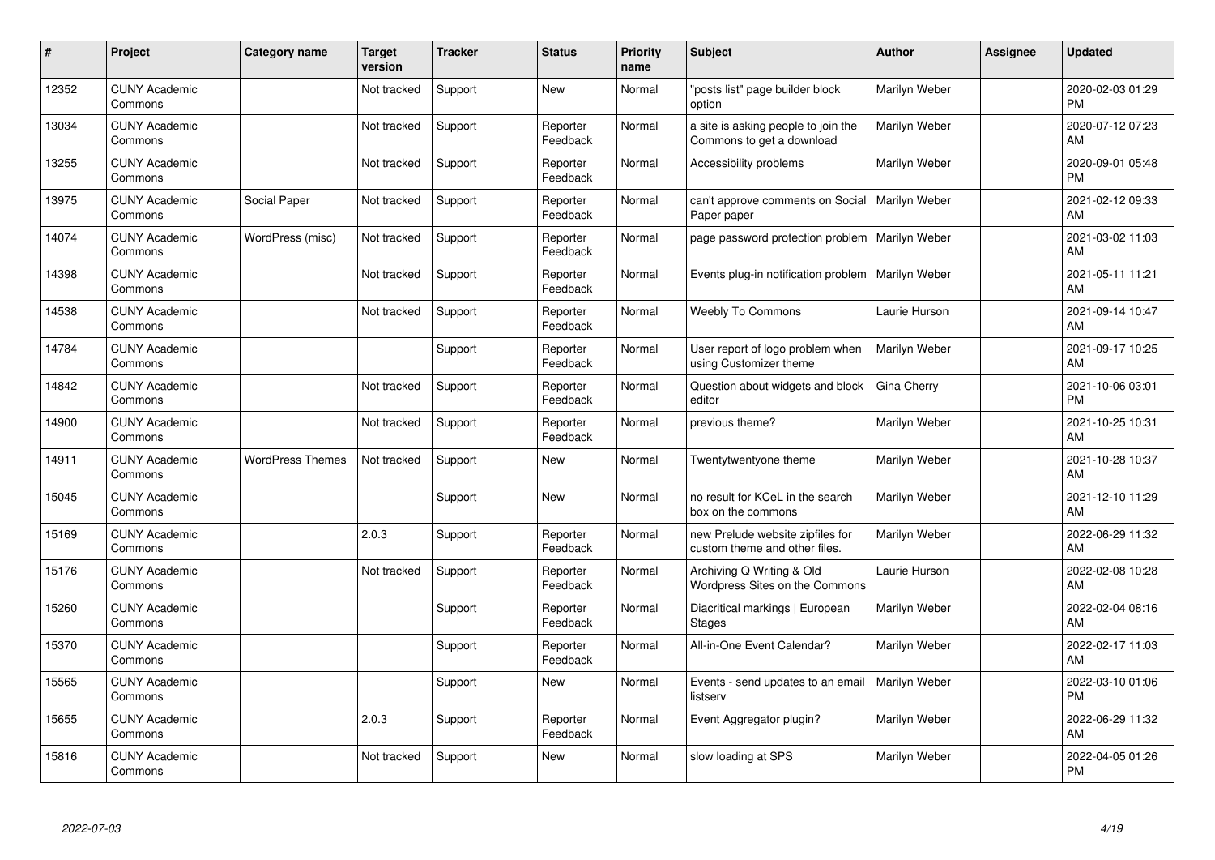| # | Project | Category name | Target version | Tracker | Status | Priority name | Subject | Author | Assignee | Updated |
|---|---|---|---|---|---|---|---|---|---|---|
| 12352 | CUNY Academic Commons | | Not tracked | Support | New | Normal | "posts list" page builder block option | Marilyn Weber | | 2020-02-03 01:29 PM |
| 13034 | CUNY Academic Commons | | Not tracked | Support | Reporter Feedback | Normal | a site is asking people to join the Commons to get a download | Marilyn Weber | | 2020-07-12 07:23 AM |
| 13255 | CUNY Academic Commons | | Not tracked | Support | Reporter Feedback | Normal | Accessibility problems | Marilyn Weber | | 2020-09-01 05:48 PM |
| 13975 | CUNY Academic Commons | Social Paper | Not tracked | Support | Reporter Feedback | Normal | can't approve comments on Social Paper paper | Marilyn Weber | | 2021-02-12 09:33 AM |
| 14074 | CUNY Academic Commons | WordPress (misc) | Not tracked | Support | Reporter Feedback | Normal | page password protection problem | Marilyn Weber | | 2021-03-02 11:03 AM |
| 14398 | CUNY Academic Commons | | Not tracked | Support | Reporter Feedback | Normal | Events plug-in notification problem | Marilyn Weber | | 2021-05-11 11:21 AM |
| 14538 | CUNY Academic Commons | | Not tracked | Support | Reporter Feedback | Normal | Weebly To Commons | Laurie Hurson | | 2021-09-14 10:47 AM |
| 14784 | CUNY Academic Commons | | | Support | Reporter Feedback | Normal | User report of logo problem when using Customizer theme | Marilyn Weber | | 2021-09-17 10:25 AM |
| 14842 | CUNY Academic Commons | | Not tracked | Support | Reporter Feedback | Normal | Question about widgets and block editor | Gina Cherry | | 2021-10-06 03:01 PM |
| 14900 | CUNY Academic Commons | | Not tracked | Support | Reporter Feedback | Normal | previous theme? | Marilyn Weber | | 2021-10-25 10:31 AM |
| 14911 | CUNY Academic Commons | WordPress Themes | Not tracked | Support | New | Normal | Twentytwentyone theme | Marilyn Weber | | 2021-10-28 10:37 AM |
| 15045 | CUNY Academic Commons | | | Support | New | Normal | no result for KCeL in the search box on the commons | Marilyn Weber | | 2021-12-10 11:29 AM |
| 15169 | CUNY Academic Commons | | 2.0.3 | Support | Reporter Feedback | Normal | new Prelude website zipfiles for custom theme and other files. | Marilyn Weber | | 2022-06-29 11:32 AM |
| 15176 | CUNY Academic Commons | | Not tracked | Support | Reporter Feedback | Normal | Archiving Q Writing & Old Wordpress Sites on the Commons | Laurie Hurson | | 2022-02-08 10:28 AM |
| 15260 | CUNY Academic Commons | | | Support | Reporter Feedback | Normal | Diacritical markings \| European Stages | Marilyn Weber | | 2022-02-04 08:16 AM |
| 15370 | CUNY Academic Commons | | | Support | Reporter Feedback | Normal | All-in-One Event Calendar? | Marilyn Weber | | 2022-02-17 11:03 AM |
| 15565 | CUNY Academic Commons | | | Support | New | Normal | Events - send updates to an email listserv | Marilyn Weber | | 2022-03-10 01:06 PM |
| 15655 | CUNY Academic Commons | | 2.0.3 | Support | Reporter Feedback | Normal | Event Aggregator plugin? | Marilyn Weber | | 2022-06-29 11:32 AM |
| 15816 | CUNY Academic Commons | | Not tracked | Support | New | Normal | slow loading at SPS | Marilyn Weber | | 2022-04-05 01:26 PM |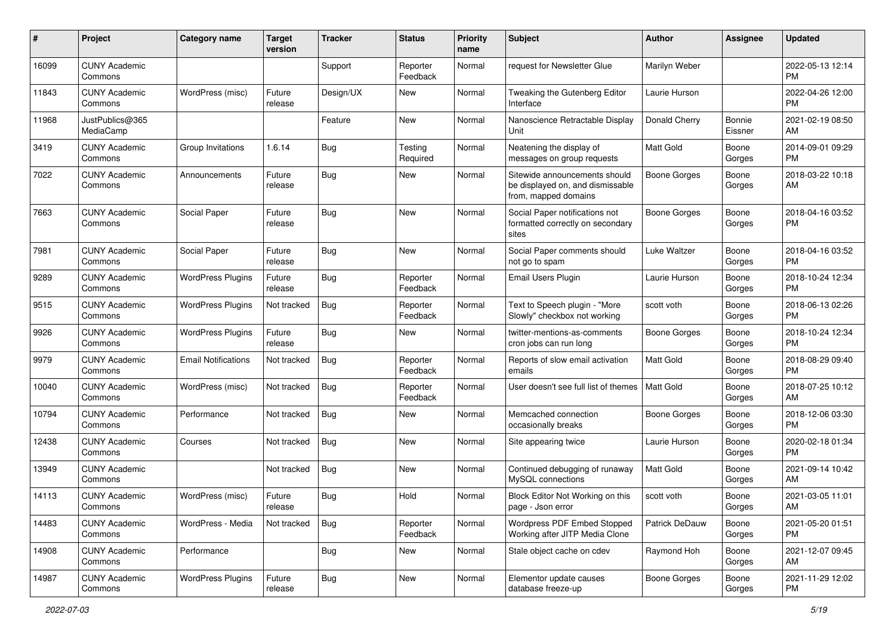| # | Project | Category name | Target version | Tracker | Status | Priority name | Subject | Author | Assignee | Updated |
|---|---|---|---|---|---|---|---|---|---|---|
| 16099 | CUNY Academic Commons | | | Support | Reporter Feedback | Normal | request for Newsletter Glue | Marilyn Weber | | 2022-05-13 12:14 PM |
| 11843 | CUNY Academic Commons | WordPress (misc) | Future release | Design/UX | New | Normal | Tweaking the Gutenberg Editor Interface | Laurie Hurson | | 2022-04-26 12:00 PM |
| 11968 | JustPublics@365 MediaCamp | | | Feature | New | Normal | Nanoscience Retractable Display Unit | Donald Cherry | Bonnie Eissner | 2021-02-19 08:50 AM |
| 3419 | CUNY Academic Commons | Group Invitations | 1.6.14 | Bug | Testing Required | Normal | Neatening the display of messages on group requests | Matt Gold | Boone Gorges | 2014-09-01 09:29 PM |
| 7022 | CUNY Academic Commons | Announcements | Future release | Bug | New | Normal | Sitewide announcements should be displayed on, and dismissable from, mapped domains | Boone Gorges | Boone Gorges | 2018-03-22 10:18 AM |
| 7663 | CUNY Academic Commons | Social Paper | Future release | Bug | New | Normal | Social Paper notifications not formatted correctly on secondary sites | Boone Gorges | Boone Gorges | 2018-04-16 03:52 PM |
| 7981 | CUNY Academic Commons | Social Paper | Future release | Bug | New | Normal | Social Paper comments should not go to spam | Luke Waltzer | Boone Gorges | 2018-04-16 03:52 PM |
| 9289 | CUNY Academic Commons | WordPress Plugins | Future release | Bug | Reporter Feedback | Normal | Email Users Plugin | Laurie Hurson | Boone Gorges | 2018-10-24 12:34 PM |
| 9515 | CUNY Academic Commons | WordPress Plugins | Not tracked | Bug | Reporter Feedback | Normal | Text to Speech plugin - "More Slowly" checkbox not working | scott voth | Boone Gorges | 2018-06-13 02:26 PM |
| 9926 | CUNY Academic Commons | WordPress Plugins | Future release | Bug | New | Normal | twitter-mentions-as-comments cron jobs can run long | Boone Gorges | Boone Gorges | 2018-10-24 12:34 PM |
| 9979 | CUNY Academic Commons | Email Notifications | Not tracked | Bug | Reporter Feedback | Normal | Reports of slow email activation emails | Matt Gold | Boone Gorges | 2018-08-29 09:40 PM |
| 10040 | CUNY Academic Commons | WordPress (misc) | Not tracked | Bug | Reporter Feedback | Normal | User doesn't see full list of themes | Matt Gold | Boone Gorges | 2018-07-25 10:12 AM |
| 10794 | CUNY Academic Commons | Performance | Not tracked | Bug | New | Normal | Memcached connection occasionally breaks | Boone Gorges | Boone Gorges | 2018-12-06 03:30 PM |
| 12438 | CUNY Academic Commons | Courses | Not tracked | Bug | New | Normal | Site appearing twice | Laurie Hurson | Boone Gorges | 2020-02-18 01:34 PM |
| 13949 | CUNY Academic Commons | | Not tracked | Bug | New | Normal | Continued debugging of runaway MySQL connections | Matt Gold | Boone Gorges | 2021-09-14 10:42 AM |
| 14113 | CUNY Academic Commons | WordPress (misc) | Future release | Bug | Hold | Normal | Block Editor Not Working on this page - Json error | scott voth | Boone Gorges | 2021-03-05 11:01 AM |
| 14483 | CUNY Academic Commons | WordPress - Media | Not tracked | Bug | Reporter Feedback | Normal | Wordpress PDF Embed Stopped Working after JITP Media Clone | Patrick DeDauw | Boone Gorges | 2021-05-20 01:51 PM |
| 14908 | CUNY Academic Commons | Performance | | Bug | New | Normal | Stale object cache on cdev | Raymond Hoh | Boone Gorges | 2021-12-07 09:45 AM |
| 14987 | CUNY Academic Commons | WordPress Plugins | Future release | Bug | New | Normal | Elementor update causes database freeze-up | Boone Gorges | Boone Gorges | 2021-11-29 12:02 PM |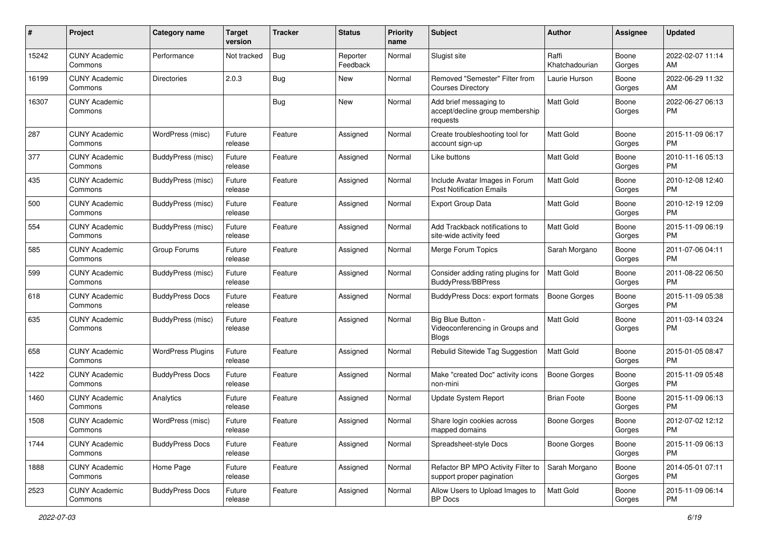| # | Project | Category name | Target version | Tracker | Status | Priority name | Subject | Author | Assignee | Updated |
|---|---|---|---|---|---|---|---|---|---|---|
| 15242 | CUNY Academic Commons | Performance | Not tracked | Bug | Reporter Feedback | Normal | Slugist site | Raffi Khatchadourian | Boone Gorges | 2022-02-07 11:14 AM |
| 16199 | CUNY Academic Commons | Directories | 2.0.3 | Bug | New | Normal | Removed "Semester" Filter from Courses Directory | Laurie Hurson | Boone Gorges | 2022-06-29 11:32 AM |
| 16307 | CUNY Academic Commons | | | Bug | New | Normal | Add brief messaging to accept/decline group membership requests | Matt Gold | Boone Gorges | 2022-06-27 06:13 PM |
| 287 | CUNY Academic Commons | WordPress (misc) | Future release | Feature | Assigned | Normal | Create troubleshooting tool for account sign-up | Matt Gold | Boone Gorges | 2015-11-09 06:17 PM |
| 377 | CUNY Academic Commons | BuddyPress (misc) | Future release | Feature | Assigned | Normal | Like buttons | Matt Gold | Boone Gorges | 2010-11-16 05:13 PM |
| 435 | CUNY Academic Commons | BuddyPress (misc) | Future release | Feature | Assigned | Normal | Include Avatar Images in Forum Post Notification Emails | Matt Gold | Boone Gorges | 2010-12-08 12:40 PM |
| 500 | CUNY Academic Commons | BuddyPress (misc) | Future release | Feature | Assigned | Normal | Export Group Data | Matt Gold | Boone Gorges | 2010-12-19 12:09 PM |
| 554 | CUNY Academic Commons | BuddyPress (misc) | Future release | Feature | Assigned | Normal | Add Trackback notifications to site-wide activity feed | Matt Gold | Boone Gorges | 2015-11-09 06:19 PM |
| 585 | CUNY Academic Commons | Group Forums | Future release | Feature | Assigned | Normal | Merge Forum Topics | Sarah Morgano | Boone Gorges | 2011-07-06 04:11 PM |
| 599 | CUNY Academic Commons | BuddyPress (misc) | Future release | Feature | Assigned | Normal | Consider adding rating plugins for BuddyPress/BBPress | Matt Gold | Boone Gorges | 2011-08-22 06:50 PM |
| 618 | CUNY Academic Commons | BuddyPress Docs | Future release | Feature | Assigned | Normal | BuddyPress Docs: export formats | Boone Gorges | Boone Gorges | 2015-11-09 05:38 PM |
| 635 | CUNY Academic Commons | BuddyPress (misc) | Future release | Feature | Assigned | Normal | Big Blue Button - Videoconferencing in Groups and Blogs | Matt Gold | Boone Gorges | 2011-03-14 03:24 PM |
| 658 | CUNY Academic Commons | WordPress Plugins | Future release | Feature | Assigned | Normal | Rebulid Sitewide Tag Suggestion | Matt Gold | Boone Gorges | 2015-01-05 08:47 PM |
| 1422 | CUNY Academic Commons | BuddyPress Docs | Future release | Feature | Assigned | Normal | Make "created Doc" activity icons non-mini | Boone Gorges | Boone Gorges | 2015-11-09 05:48 PM |
| 1460 | CUNY Academic Commons | Analytics | Future release | Feature | Assigned | Normal | Update System Report | Brian Foote | Boone Gorges | 2015-11-09 06:13 PM |
| 1508 | CUNY Academic Commons | WordPress (misc) | Future release | Feature | Assigned | Normal | Share login cookies across mapped domains | Boone Gorges | Boone Gorges | 2012-07-02 12:12 PM |
| 1744 | CUNY Academic Commons | BuddyPress Docs | Future release | Feature | Assigned | Normal | Spreadsheet-style Docs | Boone Gorges | Boone Gorges | 2015-11-09 06:13 PM |
| 1888 | CUNY Academic Commons | Home Page | Future release | Feature | Assigned | Normal | Refactor BP MPO Activity Filter to support proper pagination | Sarah Morgano | Boone Gorges | 2014-05-01 07:11 PM |
| 2523 | CUNY Academic Commons | BuddyPress Docs | Future release | Feature | Assigned | Normal | Allow Users to Upload Images to BP Docs | Matt Gold | Boone Gorges | 2015-11-09 06:14 PM |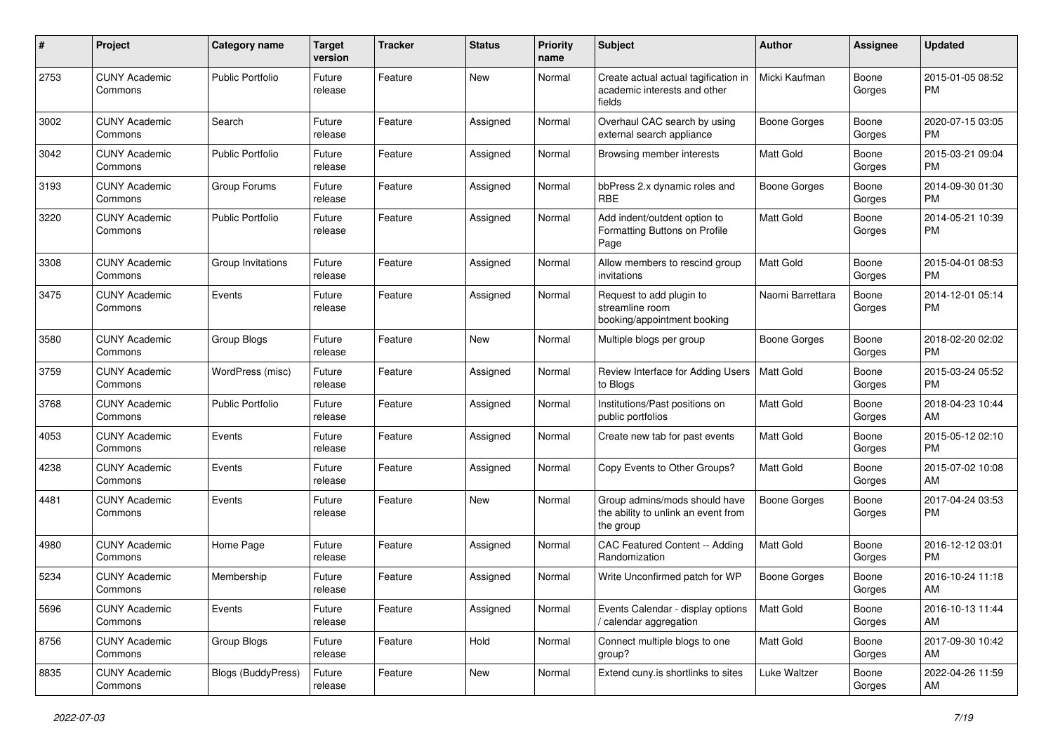| # | Project | Category name | Target version | Tracker | Status | Priority name | Subject | Author | Assignee | Updated |
|---|---|---|---|---|---|---|---|---|---|---|
| 2753 | CUNY Academic Commons | Public Portfolio | Future release | Feature | New | Normal | Create actual actual tagification in academic interests and other fields | Micki Kaufman | Boone Gorges | 2015-01-05 08:52 PM |
| 3002 | CUNY Academic Commons | Search | Future release | Feature | Assigned | Normal | Overhaul CAC search by using external search appliance | Boone Gorges | Boone Gorges | 2020-07-15 03:05 PM |
| 3042 | CUNY Academic Commons | Public Portfolio | Future release | Feature | Assigned | Normal | Browsing member interests | Matt Gold | Boone Gorges | 2015-03-21 09:04 PM |
| 3193 | CUNY Academic Commons | Group Forums | Future release | Feature | Assigned | Normal | bbPress 2.x dynamic roles and RBE | Boone Gorges | Boone Gorges | 2014-09-30 01:30 PM |
| 3220 | CUNY Academic Commons | Public Portfolio | Future release | Feature | Assigned | Normal | Add indent/outdent option to Formatting Buttons on Profile Page | Matt Gold | Boone Gorges | 2014-05-21 10:39 PM |
| 3308 | CUNY Academic Commons | Group Invitations | Future release | Feature | Assigned | Normal | Allow members to rescind group invitations | Matt Gold | Boone Gorges | 2015-04-01 08:53 PM |
| 3475 | CUNY Academic Commons | Events | Future release | Feature | Assigned | Normal | Request to add plugin to streamline room booking/appointment booking | Naomi Barrettara | Boone Gorges | 2014-12-01 05:14 PM |
| 3580 | CUNY Academic Commons | Group Blogs | Future release | Feature | New | Normal | Multiple blogs per group | Boone Gorges | Boone Gorges | 2018-02-20 02:02 PM |
| 3759 | CUNY Academic Commons | WordPress (misc) | Future release | Feature | Assigned | Normal | Review Interface for Adding Users to Blogs | Matt Gold | Boone Gorges | 2015-03-24 05:52 PM |
| 3768 | CUNY Academic Commons | Public Portfolio | Future release | Feature | Assigned | Normal | Institutions/Past positions on public portfolios | Matt Gold | Boone Gorges | 2018-04-23 10:44 AM |
| 4053 | CUNY Academic Commons | Events | Future release | Feature | Assigned | Normal | Create new tab for past events | Matt Gold | Boone Gorges | 2015-05-12 02:10 PM |
| 4238 | CUNY Academic Commons | Events | Future release | Feature | Assigned | Normal | Copy Events to Other Groups? | Matt Gold | Boone Gorges | 2015-07-02 10:08 AM |
| 4481 | CUNY Academic Commons | Events | Future release | Feature | New | Normal | Group admins/mods should have the ability to unlink an event from the group | Boone Gorges | Boone Gorges | 2017-04-24 03:53 PM |
| 4980 | CUNY Academic Commons | Home Page | Future release | Feature | Assigned | Normal | CAC Featured Content -- Adding Randomization | Matt Gold | Boone Gorges | 2016-12-12 03:01 PM |
| 5234 | CUNY Academic Commons | Membership | Future release | Feature | Assigned | Normal | Write Unconfirmed patch for WP | Boone Gorges | Boone Gorges | 2016-10-24 11:18 AM |
| 5696 | CUNY Academic Commons | Events | Future release | Feature | Assigned | Normal | Events Calendar - display options / calendar aggregation | Matt Gold | Boone Gorges | 2016-10-13 11:44 AM |
| 8756 | CUNY Academic Commons | Group Blogs | Future release | Feature | Hold | Normal | Connect multiple blogs to one group? | Matt Gold | Boone Gorges | 2017-09-30 10:42 AM |
| 8835 | CUNY Academic Commons | Blogs (BuddyPress) | Future release | Feature | New | Normal | Extend cuny.is shortlinks to sites | Luke Waltzer | Boone Gorges | 2022-04-26 11:59 AM |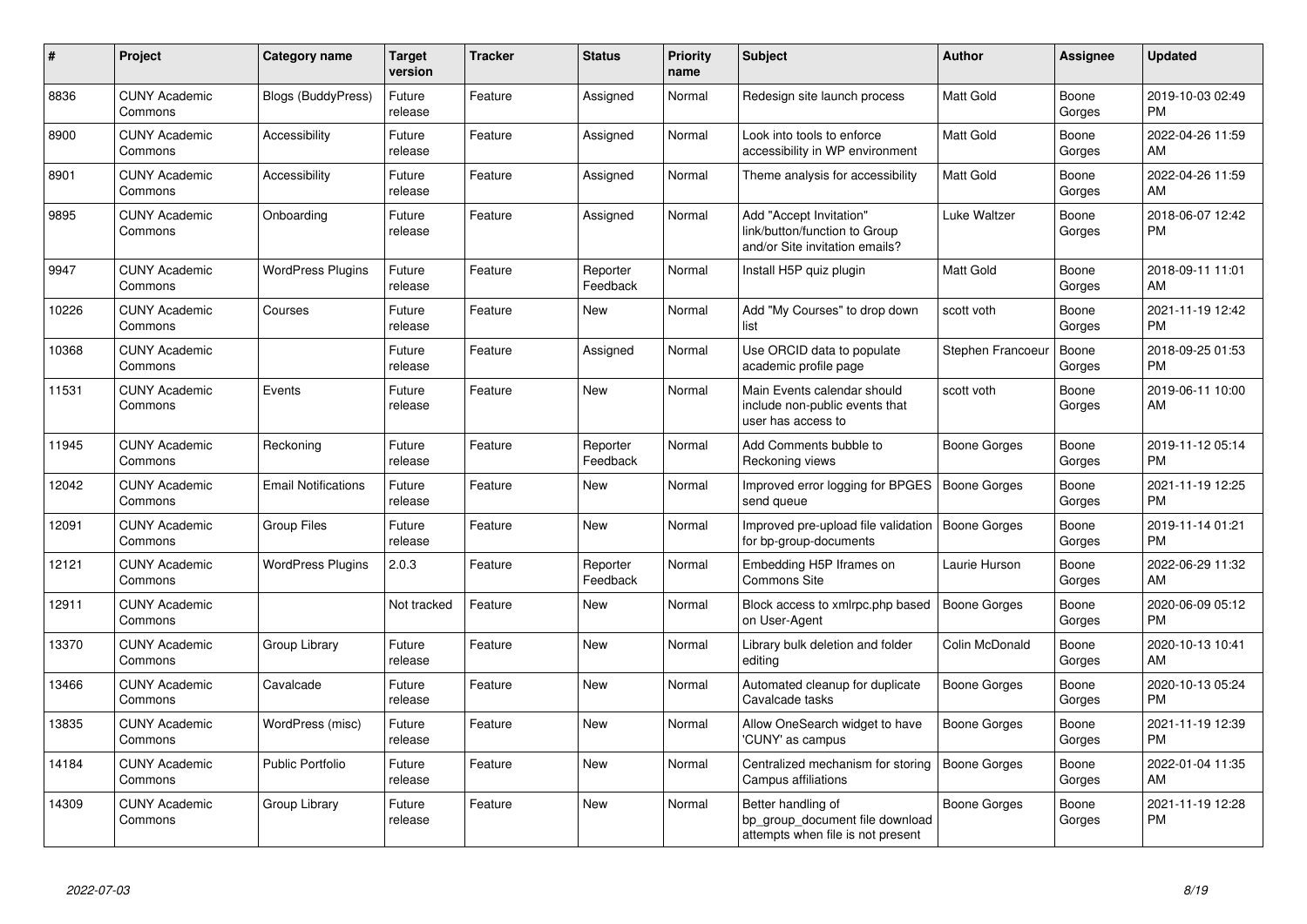| # | Project | Category name | Target version | Tracker | Status | Priority name | Subject | Author | Assignee | Updated |
|---|---|---|---|---|---|---|---|---|---|---|
| 8836 | CUNY Academic Commons | Blogs (BuddyPress) | Future release | Feature | Assigned | Normal | Redesign site launch process | Matt Gold | Boone Gorges | 2019-10-03 02:49 PM |
| 8900 | CUNY Academic Commons | Accessibility | Future release | Feature | Assigned | Normal | Look into tools to enforce accessibility in WP environment | Matt Gold | Boone Gorges | 2022-04-26 11:59 AM |
| 8901 | CUNY Academic Commons | Accessibility | Future release | Feature | Assigned | Normal | Theme analysis for accessibility | Matt Gold | Boone Gorges | 2022-04-26 11:59 AM |
| 9895 | CUNY Academic Commons | Onboarding | Future release | Feature | Assigned | Normal | Add "Accept Invitation" link/button/function to Group and/or Site invitation emails? | Luke Waltzer | Boone Gorges | 2018-06-07 12:42 PM |
| 9947 | CUNY Academic Commons | WordPress Plugins | Future release | Feature | Reporter Feedback | Normal | Install H5P quiz plugin | Matt Gold | Boone Gorges | 2018-09-11 11:01 AM |
| 10226 | CUNY Academic Commons | Courses | Future release | Feature | New | Normal | Add "My Courses" to drop down list | scott voth | Boone Gorges | 2021-11-19 12:42 PM |
| 10368 | CUNY Academic Commons | | Future release | Feature | Assigned | Normal | Use ORCID data to populate academic profile page | Stephen Francoeur | Boone Gorges | 2018-09-25 01:53 PM |
| 11531 | CUNY Academic Commons | Events | Future release | Feature | New | Normal | Main Events calendar should include non-public events that user has access to | scott voth | Boone Gorges | 2019-06-11 10:00 AM |
| 11945 | CUNY Academic Commons | Reckoning | Future release | Feature | Reporter Feedback | Normal | Add Comments bubble to Reckoning views | Boone Gorges | Boone Gorges | 2019-11-12 05:14 PM |
| 12042 | CUNY Academic Commons | Email Notifications | Future release | Feature | New | Normal | Improved error logging for BPGES send queue | Boone Gorges | Boone Gorges | 2021-11-19 12:25 PM |
| 12091 | CUNY Academic Commons | Group Files | Future release | Feature | New | Normal | Improved pre-upload file validation for bp-group-documents | Boone Gorges | Boone Gorges | 2019-11-14 01:21 PM |
| 12121 | CUNY Academic Commons | WordPress Plugins | 2.0.3 | Feature | Reporter Feedback | Normal | Embedding H5P Iframes on Commons Site | Laurie Hurson | Boone Gorges | 2022-06-29 11:32 AM |
| 12911 | CUNY Academic Commons | | Not tracked | Feature | New | Normal | Block access to xmlrpc.php based on User-Agent | Boone Gorges | Boone Gorges | 2020-06-09 05:12 PM |
| 13370 | CUNY Academic Commons | Group Library | Future release | Feature | New | Normal | Library bulk deletion and folder editing | Colin McDonald | Boone Gorges | 2020-10-13 10:41 AM |
| 13466 | CUNY Academic Commons | Cavalcade | Future release | Feature | New | Normal | Automated cleanup for duplicate Cavalcade tasks | Boone Gorges | Boone Gorges | 2020-10-13 05:24 PM |
| 13835 | CUNY Academic Commons | WordPress (misc) | Future release | Feature | New | Normal | Allow OneSearch widget to have 'CUNY' as campus | Boone Gorges | Boone Gorges | 2021-11-19 12:39 PM |
| 14184 | CUNY Academic Commons | Public Portfolio | Future release | Feature | New | Normal | Centralized mechanism for storing Campus affiliations | Boone Gorges | Boone Gorges | 2022-01-04 11:35 AM |
| 14309 | CUNY Academic Commons | Group Library | Future release | Feature | New | Normal | Better handling of bp_group_document file download attempts when file is not present | Boone Gorges | Boone Gorges | 2021-11-19 12:28 PM |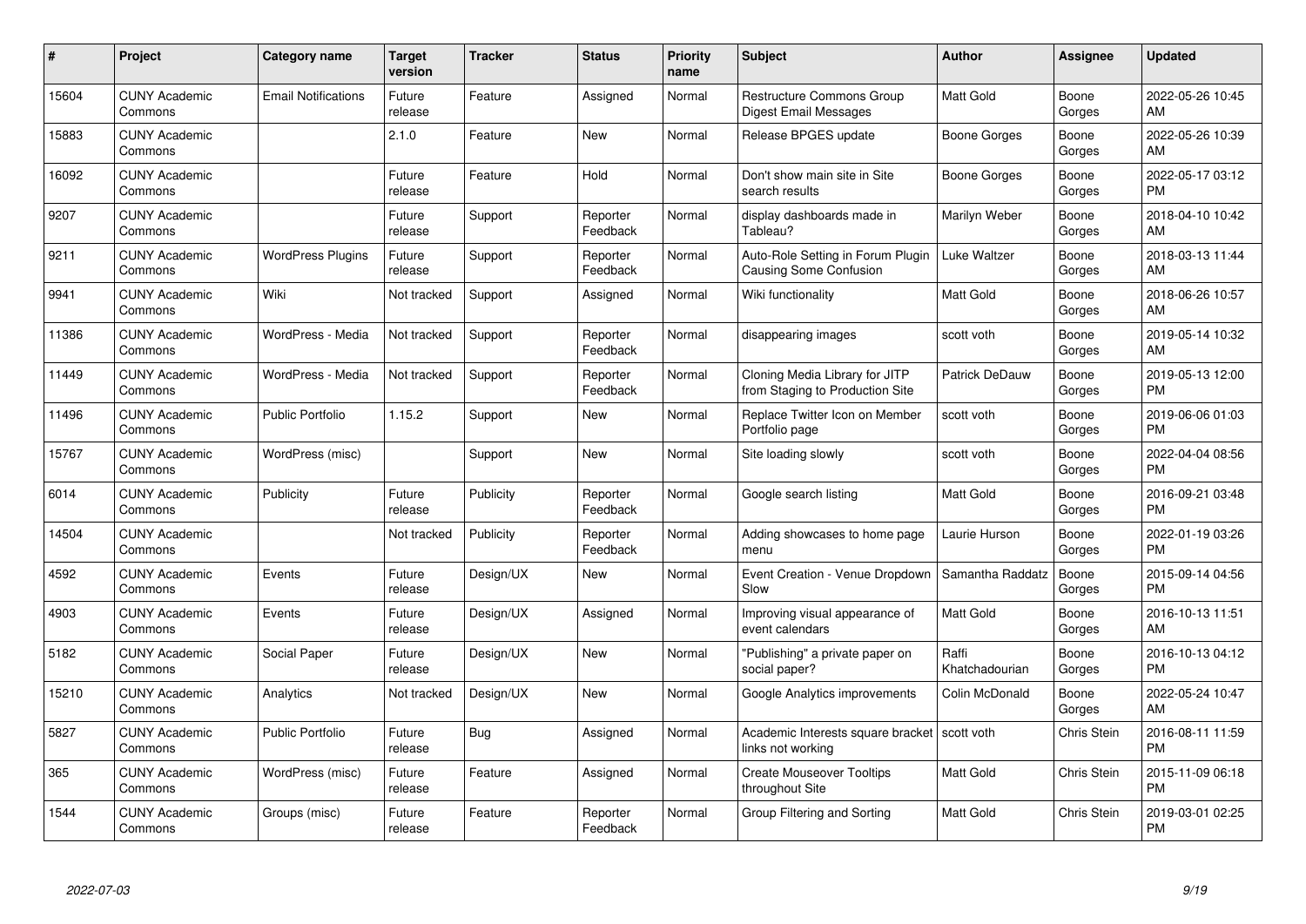| # | Project | Category name | Target version | Tracker | Status | Priority name | Subject | Author | Assignee | Updated |
|---|---|---|---|---|---|---|---|---|---|---|
| 15604 | CUNY Academic Commons | Email Notifications | Future release | Feature | Assigned | Normal | Restructure Commons Group Digest Email Messages | Matt Gold | Boone Gorges | 2022-05-26 10:45 AM |
| 15883 | CUNY Academic Commons | | 2.1.0 | Feature | New | Normal | Release BPGES update | Boone Gorges | Boone Gorges | 2022-05-26 10:39 AM |
| 16092 | CUNY Academic Commons | | Future release | Feature | Hold | Normal | Don't show main site in Site search results | Boone Gorges | Boone Gorges | 2022-05-17 03:12 PM |
| 9207 | CUNY Academic Commons | | Future release | Support | Reporter Feedback | Normal | display dashboards made in Tableau? | Marilyn Weber | Boone Gorges | 2018-04-10 10:42 AM |
| 9211 | CUNY Academic Commons | WordPress Plugins | Future release | Support | Reporter Feedback | Normal | Auto-Role Setting in Forum Plugin Causing Some Confusion | Luke Waltzer | Boone Gorges | 2018-03-13 11:44 AM |
| 9941 | CUNY Academic Commons | Wiki | Not tracked | Support | Assigned | Normal | Wiki functionality | Matt Gold | Boone Gorges | 2018-06-26 10:57 AM |
| 11386 | CUNY Academic Commons | WordPress - Media | Not tracked | Support | Reporter Feedback | Normal | disappearing images | scott voth | Boone Gorges | 2019-05-14 10:32 AM |
| 11449 | CUNY Academic Commons | WordPress - Media | Not tracked | Support | Reporter Feedback | Normal | Cloning Media Library for JITP from Staging to Production Site | Patrick DeDauw | Boone Gorges | 2019-05-13 12:00 PM |
| 11496 | CUNY Academic Commons | Public Portfolio | 1.15.2 | Support | New | Normal | Replace Twitter Icon on Member Portfolio page | scott voth | Boone Gorges | 2019-06-06 01:03 PM |
| 15767 | CUNY Academic Commons | WordPress (misc) | | Support | New | Normal | Site loading slowly | scott voth | Boone Gorges | 2022-04-04 08:56 PM |
| 6014 | CUNY Academic Commons | Publicity | Future release | Publicity | Reporter Feedback | Normal | Google search listing | Matt Gold | Boone Gorges | 2016-09-21 03:48 PM |
| 14504 | CUNY Academic Commons | | Not tracked | Publicity | Reporter Feedback | Normal | Adding showcases to home page menu | Laurie Hurson | Boone Gorges | 2022-01-19 03:26 PM |
| 4592 | CUNY Academic Commons | Events | Future release | Design/UX | New | Normal | Event Creation - Venue Dropdown Slow | Samantha Raddatz | Boone Gorges | 2015-09-14 04:56 PM |
| 4903 | CUNY Academic Commons | Events | Future release | Design/UX | Assigned | Normal | Improving visual appearance of event calendars | Matt Gold | Boone Gorges | 2016-10-13 11:51 AM |
| 5182 | CUNY Academic Commons | Social Paper | Future release | Design/UX | New | Normal | "Publishing" a private paper on social paper? | Raffi Khatchadourian | Boone Gorges | 2016-10-13 04:12 PM |
| 15210 | CUNY Academic Commons | Analytics | Not tracked | Design/UX | New | Normal | Google Analytics improvements | Colin McDonald | Boone Gorges | 2022-05-24 10:47 AM |
| 5827 | CUNY Academic Commons | Public Portfolio | Future release | Bug | Assigned | Normal | Academic Interests square bracket links not working | scott voth | Chris Stein | 2016-08-11 11:59 PM |
| 365 | CUNY Academic Commons | WordPress (misc) | Future release | Feature | Assigned | Normal | Create Mouseover Tooltips throughout Site | Matt Gold | Chris Stein | 2015-11-09 06:18 PM |
| 1544 | CUNY Academic Commons | Groups (misc) | Future release | Feature | Reporter Feedback | Normal | Group Filtering and Sorting | Matt Gold | Chris Stein | 2019-03-01 02:25 PM |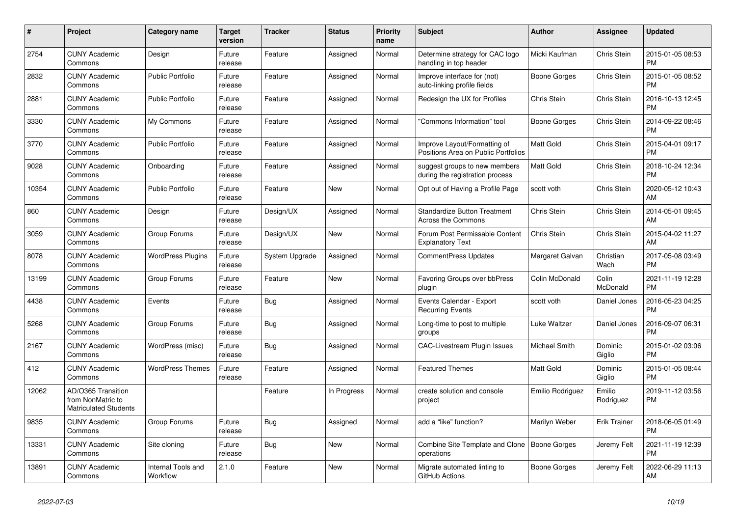| # | Project | Category name | Target version | Tracker | Status | Priority name | Subject | Author | Assignee | Updated |
|---|---|---|---|---|---|---|---|---|---|---|
| 2754 | CUNY Academic Commons | Design | Future release | Feature | Assigned | Normal | Determine strategy for CAC logo handling in top header | Micki Kaufman | Chris Stein | 2015-01-05 08:53 PM |
| 2832 | CUNY Academic Commons | Public Portfolio | Future release | Feature | Assigned | Normal | Improve interface for (not) auto-linking profile fields | Boone Gorges | Chris Stein | 2015-01-05 08:52 PM |
| 2881 | CUNY Academic Commons | Public Portfolio | Future release | Feature | Assigned | Normal | Redesign the UX for Profiles | Chris Stein | Chris Stein | 2016-10-13 12:45 PM |
| 3330 | CUNY Academic Commons | My Commons | Future release | Feature | Assigned | Normal | "Commons Information" tool | Boone Gorges | Chris Stein | 2014-09-22 08:46 PM |
| 3770 | CUNY Academic Commons | Public Portfolio | Future release | Feature | Assigned | Normal | Improve Layout/Formatting of Positions Area on Public Portfolios | Matt Gold | Chris Stein | 2015-04-01 09:17 PM |
| 9028 | CUNY Academic Commons | Onboarding | Future release | Feature | Assigned | Normal | suggest groups to new members during the registration process | Matt Gold | Chris Stein | 2018-10-24 12:34 PM |
| 10354 | CUNY Academic Commons | Public Portfolio | Future release | Feature | New | Normal | Opt out of Having a Profile Page | scott voth | Chris Stein | 2020-05-12 10:43 AM |
| 860 | CUNY Academic Commons | Design | Future release | Design/UX | Assigned | Normal | Standardize Button Treatment Across the Commons | Chris Stein | Chris Stein | 2014-05-01 09:45 AM |
| 3059 | CUNY Academic Commons | Group Forums | Future release | Design/UX | New | Normal | Forum Post Permissable Content Explanatory Text | Chris Stein | Chris Stein | 2015-04-02 11:27 AM |
| 8078 | CUNY Academic Commons | WordPress Plugins | Future release | System Upgrade | Assigned | Normal | CommentPress Updates | Margaret Galvan | Christian Wach | 2017-05-08 03:49 PM |
| 13199 | CUNY Academic Commons | Group Forums | Future release | Feature | New | Normal | Favoring Groups over bbPress plugin | Colin McDonald | Colin McDonald | 2021-11-19 12:28 PM |
| 4438 | CUNY Academic Commons | Events | Future release | Bug | Assigned | Normal | Events Calendar - Export Recurring Events | scott voth | Daniel Jones | 2016-05-23 04:25 PM |
| 5268 | CUNY Academic Commons | Group Forums | Future release | Bug | Assigned | Normal | Long-time to post to multiple groups | Luke Waltzer | Daniel Jones | 2016-09-07 06:31 PM |
| 2167 | CUNY Academic Commons | WordPress (misc) | Future release | Bug | Assigned | Normal | CAC-Livestream Plugin Issues | Michael Smith | Dominic Giglio | 2015-01-02 03:06 PM |
| 412 | CUNY Academic Commons | WordPress Themes | Future release | Feature | Assigned | Normal | Featured Themes | Matt Gold | Dominic Giglio | 2015-01-05 08:44 PM |
| 12062 | AD/O365 Transition from NonMatric to Matriculated Students | | | Feature | In Progress | Normal | create solution and console project | Emilio Rodriguez | Emilio Rodriguez | 2019-11-12 03:56 PM |
| 9835 | CUNY Academic Commons | Group Forums | Future release | Bug | Assigned | Normal | add a "like" function? | Marilyn Weber | Erik Trainer | 2018-06-05 01:49 PM |
| 13331 | CUNY Academic Commons | Site cloning | Future release | Bug | New | Normal | Combine Site Template and Clone operations | Boone Gorges | Jeremy Felt | 2021-11-19 12:39 PM |
| 13891 | CUNY Academic Commons | Internal Tools and Workflow | 2.1.0 | Feature | New | Normal | Migrate automated linting to GitHub Actions | Boone Gorges | Jeremy Felt | 2022-06-29 11:13 AM |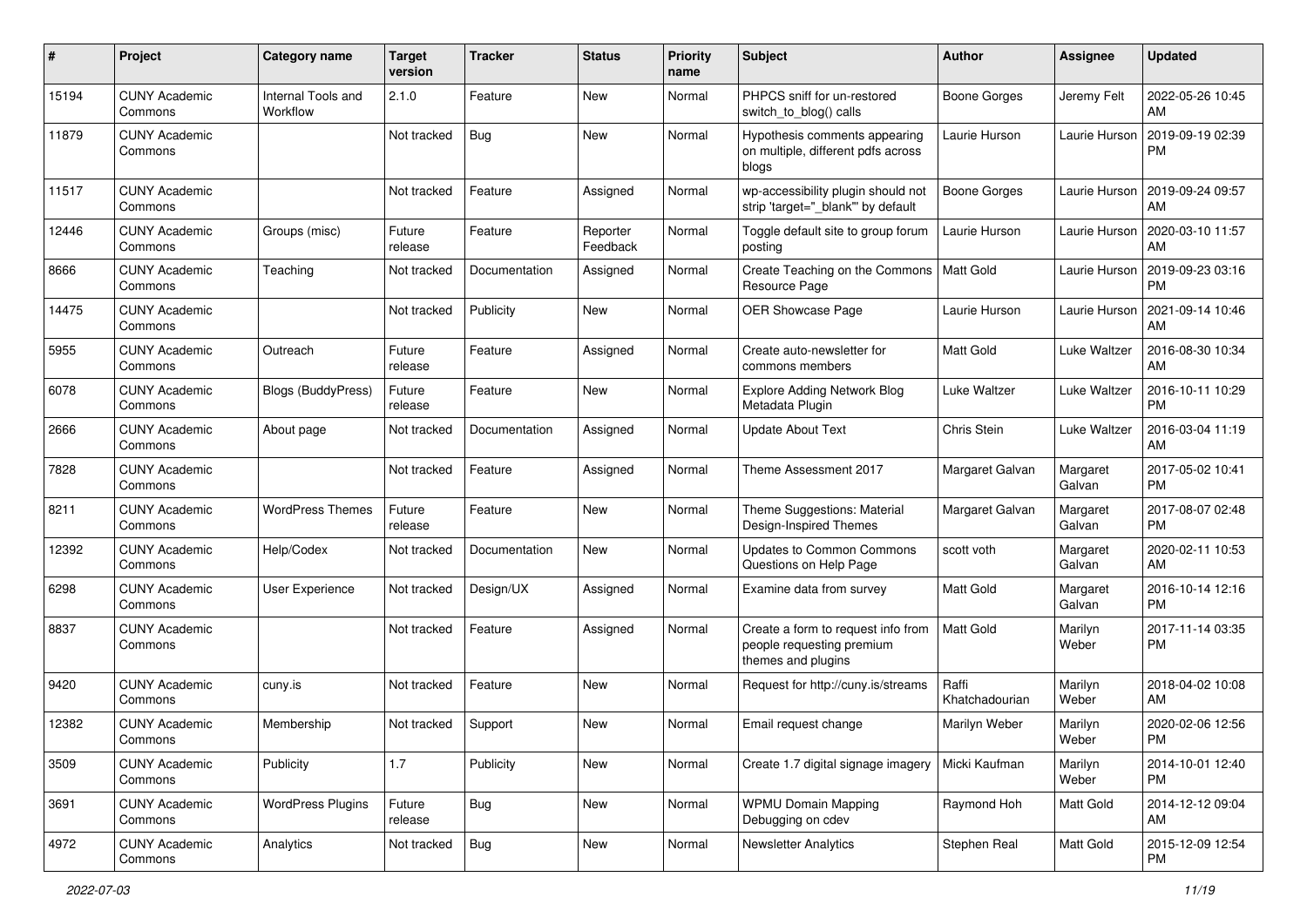| # | Project | Category name | Target version | Tracker | Status | Priority name | Subject | Author | Assignee | Updated |
|---|---|---|---|---|---|---|---|---|---|---|
| 15194 | CUNY Academic Commons | Internal Tools and Workflow | 2.1.0 | Feature | New | Normal | PHPCS sniff for un-restored switch_to_blog() calls | Boone Gorges | Jeremy Felt | 2022-05-26 10:45 AM |
| 11879 | CUNY Academic Commons | | Not tracked | Bug | New | Normal | Hypothesis comments appearing on multiple, different pdfs across blogs | Laurie Hurson | Laurie Hurson | 2019-09-19 02:39 PM |
| 11517 | CUNY Academic Commons | | Not tracked | Feature | Assigned | Normal | wp-accessibility plugin should not strip 'target="_blank"' by default | Boone Gorges | Laurie Hurson | 2019-09-24 09:57 AM |
| 12446 | CUNY Academic Commons | Groups (misc) | Future release | Feature | Reporter Feedback | Normal | Toggle default site to group forum posting | Laurie Hurson | Laurie Hurson | 2020-03-10 11:57 AM |
| 8666 | CUNY Academic Commons | Teaching | Not tracked | Documentation | Assigned | Normal | Create Teaching on the Commons Resource Page | Matt Gold | Laurie Hurson | 2019-09-23 03:16 PM |
| 14475 | CUNY Academic Commons | | Not tracked | Publicity | New | Normal | OER Showcase Page | Laurie Hurson | Laurie Hurson | 2021-09-14 10:46 AM |
| 5955 | CUNY Academic Commons | Outreach | Future release | Feature | Assigned | Normal | Create auto-newsletter for commons members | Matt Gold | Luke Waltzer | 2016-08-30 10:34 AM |
| 6078 | CUNY Academic Commons | Blogs (BuddyPress) | Future release | Feature | New | Normal | Explore Adding Network Blog Metadata Plugin | Luke Waltzer | Luke Waltzer | 2016-10-11 10:29 PM |
| 2666 | CUNY Academic Commons | About page | Not tracked | Documentation | Assigned | Normal | Update About Text | Chris Stein | Luke Waltzer | 2016-03-04 11:19 AM |
| 7828 | CUNY Academic Commons | | Not tracked | Feature | Assigned | Normal | Theme Assessment 2017 | Margaret Galvan | Margaret Galvan | 2017-05-02 10:41 PM |
| 8211 | CUNY Academic Commons | WordPress Themes | Future release | Feature | New | Normal | Theme Suggestions: Material Design-Inspired Themes | Margaret Galvan | Margaret Galvan | 2017-08-07 02:48 PM |
| 12392 | CUNY Academic Commons | Help/Codex | Not tracked | Documentation | New | Normal | Updates to Common Commons Questions on Help Page | scott voth | Margaret Galvan | 2020-02-11 10:53 AM |
| 6298 | CUNY Academic Commons | User Experience | Not tracked | Design/UX | Assigned | Normal | Examine data from survey | Matt Gold | Margaret Galvan | 2016-10-14 12:16 PM |
| 8837 | CUNY Academic Commons | | Not tracked | Feature | Assigned | Normal | Create a form to request info from people requesting premium themes and plugins | Matt Gold | Marilyn Weber | 2017-11-14 03:35 PM |
| 9420 | CUNY Academic Commons | cuny.is | Not tracked | Feature | New | Normal | Request for http://cuny.is/streams | Raffi Khatchadourian | Marilyn Weber | 2018-04-02 10:08 AM |
| 12382 | CUNY Academic Commons | Membership | Not tracked | Support | New | Normal | Email request change | Marilyn Weber | Marilyn Weber | 2020-02-06 12:56 PM |
| 3509 | CUNY Academic Commons | Publicity | 1.7 | Publicity | New | Normal | Create 1.7 digital signage imagery | Micki Kaufman | Marilyn Weber | 2014-10-01 12:40 PM |
| 3691 | CUNY Academic Commons | WordPress Plugins | Future release | Bug | New | Normal | WPMU Domain Mapping Debugging on cdev | Raymond Hoh | Matt Gold | 2014-12-12 09:04 AM |
| 4972 | CUNY Academic Commons | Analytics | Not tracked | Bug | New | Normal | Newsletter Analytics | Stephen Real | Matt Gold | 2015-12-09 12:54 PM |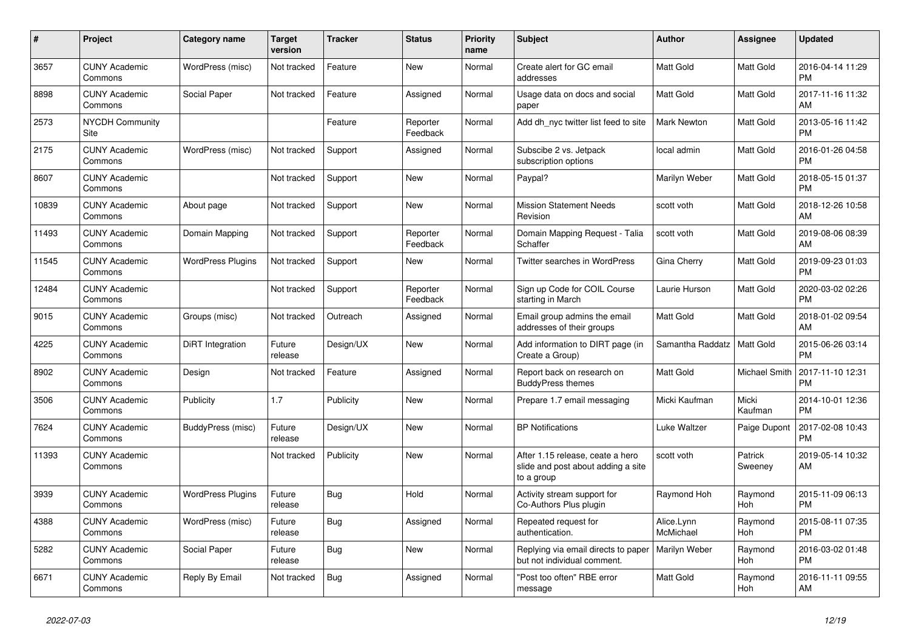| # | Project | Category name | Target version | Tracker | Status | Priority name | Subject | Author | Assignee | Updated |
|---|---|---|---|---|---|---|---|---|---|---|
| 3657 | CUNY Academic Commons | WordPress (misc) | Not tracked | Feature | New | Normal | Create alert for GC email addresses | Matt Gold | Matt Gold | 2016-04-14 11:29 PM |
| 8898 | CUNY Academic Commons | Social Paper | Not tracked | Feature | Assigned | Normal | Usage data on docs and social paper | Matt Gold | Matt Gold | 2017-11-16 11:32 AM |
| 2573 | NYCDH Community Site | | | Feature | Reporter Feedback | Normal | Add dh_nyc twitter list feed to site | Mark Newton | Matt Gold | 2013-05-16 11:42 PM |
| 2175 | CUNY Academic Commons | WordPress (misc) | Not tracked | Support | Assigned | Normal | Subscibe 2 vs. Jetpack subscription options | local admin | Matt Gold | 2016-01-26 04:58 PM |
| 8607 | CUNY Academic Commons | | Not tracked | Support | New | Normal | Paypal? | Marilyn Weber | Matt Gold | 2018-05-15 01:37 PM |
| 10839 | CUNY Academic Commons | About page | Not tracked | Support | New | Normal | Mission Statement Needs Revision | scott voth | Matt Gold | 2018-12-26 10:58 AM |
| 11493 | CUNY Academic Commons | Domain Mapping | Not tracked | Support | Reporter Feedback | Normal | Domain Mapping Request - Talia Schaffer | scott voth | Matt Gold | 2019-08-06 08:39 AM |
| 11545 | CUNY Academic Commons | WordPress Plugins | Not tracked | Support | New | Normal | Twitter searches in WordPress | Gina Cherry | Matt Gold | 2019-09-23 01:03 PM |
| 12484 | CUNY Academic Commons | | Not tracked | Support | Reporter Feedback | Normal | Sign up Code for COIL Course starting in March | Laurie Hurson | Matt Gold | 2020-03-02 02:26 PM |
| 9015 | CUNY Academic Commons | Groups (misc) | Not tracked | Outreach | Assigned | Normal | Email group admins the email addresses of their groups | Matt Gold | Matt Gold | 2018-01-02 09:54 AM |
| 4225 | CUNY Academic Commons | DiRT Integration | Future release | Design/UX | New | Normal | Add information to DIRT page (in Create a Group) | Samantha Raddatz | Matt Gold | 2015-06-26 03:14 PM |
| 8902 | CUNY Academic Commons | Design | Not tracked | Feature | Assigned | Normal | Report back on research on BuddyPress themes | Matt Gold | Michael Smith | 2017-11-10 12:31 PM |
| 3506 | CUNY Academic Commons | Publicity | 1.7 | Publicity | New | Normal | Prepare 1.7 email messaging | Micki Kaufman | Micki Kaufman | 2014-10-01 12:36 PM |
| 7624 | CUNY Academic Commons | BuddyPress (misc) | Future release | Design/UX | New | Normal | BP Notifications | Luke Waltzer | Paige Dupont | 2017-02-08 10:43 PM |
| 11393 | CUNY Academic Commons | | Not tracked | Publicity | New | Normal | After 1.15 release, ceate a hero slide and post about adding a site to a group | scott voth | Patrick Sweeney | 2019-05-14 10:32 AM |
| 3939 | CUNY Academic Commons | WordPress Plugins | Future release | Bug | Hold | Normal | Activity stream support for Co-Authors Plus plugin | Raymond Hoh | Raymond Hoh | 2015-11-09 06:13 PM |
| 4388 | CUNY Academic Commons | WordPress (misc) | Future release | Bug | Assigned | Normal | Repeated request for authentication. | Alice.Lynn McMichael | Raymond Hoh | 2015-08-11 07:35 PM |
| 5282 | CUNY Academic Commons | Social Paper | Future release | Bug | New | Normal | Replying via email directs to paper but not individual comment. | Marilyn Weber | Raymond Hoh | 2016-03-02 01:48 PM |
| 6671 | CUNY Academic Commons | Reply By Email | Not tracked | Bug | Assigned | Normal | "Post too often" RBE error message | Matt Gold | Raymond Hoh | 2016-11-11 09:55 AM |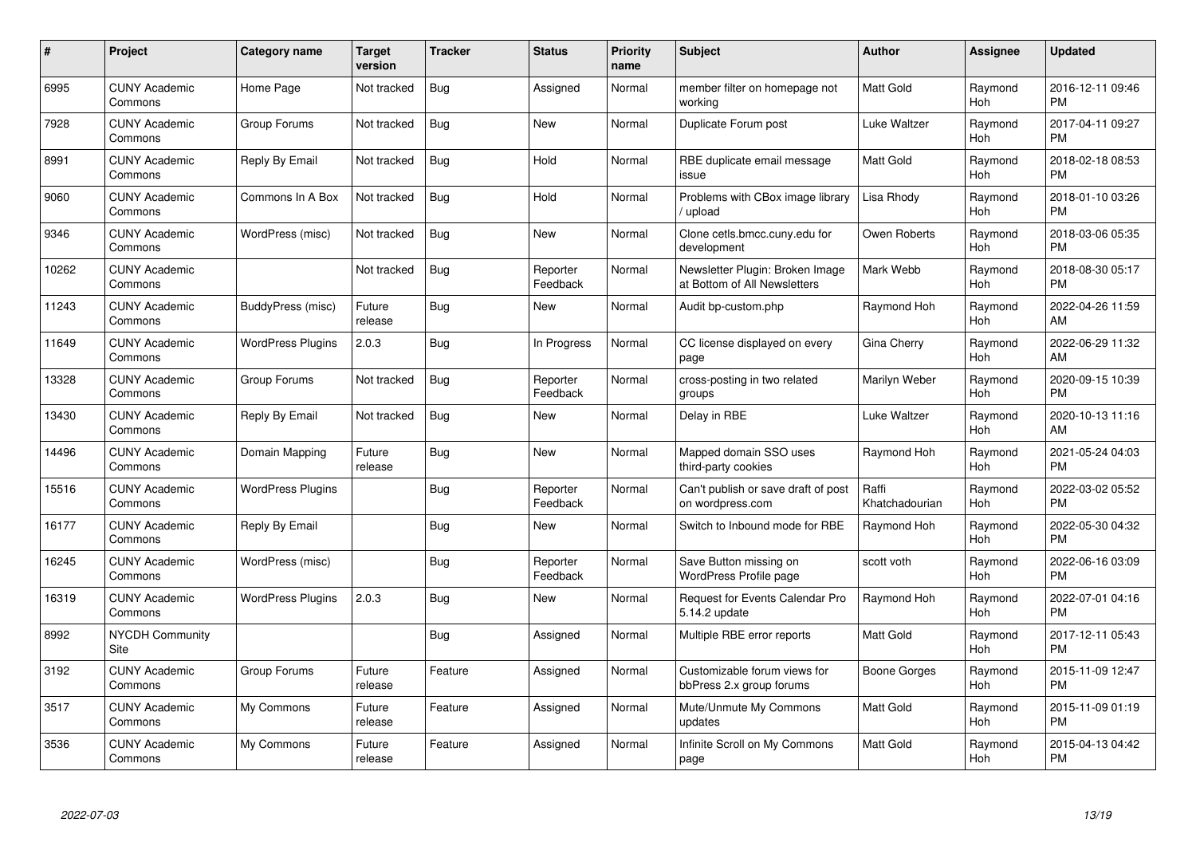| # | Project | Category name | Target version | Tracker | Status | Priority name | Subject | Author | Assignee | Updated |
|---|---|---|---|---|---|---|---|---|---|---|
| 6995 | CUNY Academic Commons | Home Page | Not tracked | Bug | Assigned | Normal | member filter on homepage not working | Matt Gold | Raymond Hoh | 2016-12-11 09:46 PM |
| 7928 | CUNY Academic Commons | Group Forums | Not tracked | Bug | New | Normal | Duplicate Forum post | Luke Waltzer | Raymond Hoh | 2017-04-11 09:27 PM |
| 8991 | CUNY Academic Commons | Reply By Email | Not tracked | Bug | Hold | Normal | RBE duplicate email message issue | Matt Gold | Raymond Hoh | 2018-02-18 08:53 PM |
| 9060 | CUNY Academic Commons | Commons In A Box | Not tracked | Bug | Hold | Normal | Problems with CBox image library / upload | Lisa Rhody | Raymond Hoh | 2018-01-10 03:26 PM |
| 9346 | CUNY Academic Commons | WordPress (misc) | Not tracked | Bug | New | Normal | Clone cetls.bmcc.cuny.edu for development | Owen Roberts | Raymond Hoh | 2018-03-06 05:35 PM |
| 10262 | CUNY Academic Commons | | Not tracked | Bug | Reporter Feedback | Normal | Newsletter Plugin: Broken Image at Bottom of All Newsletters | Mark Webb | Raymond Hoh | 2018-08-30 05:17 PM |
| 11243 | CUNY Academic Commons | BuddyPress (misc) | Future release | Bug | New | Normal | Audit bp-custom.php | Raymond Hoh | Raymond Hoh | 2022-04-26 11:59 AM |
| 11649 | CUNY Academic Commons | WordPress Plugins | 2.0.3 | Bug | In Progress | Normal | CC license displayed on every page | Gina Cherry | Raymond Hoh | 2022-06-29 11:32 AM |
| 13328 | CUNY Academic Commons | Group Forums | Not tracked | Bug | Reporter Feedback | Normal | cross-posting in two related groups | Marilyn Weber | Raymond Hoh | 2020-09-15 10:39 PM |
| 13430 | CUNY Academic Commons | Reply By Email | Not tracked | Bug | New | Normal | Delay in RBE | Luke Waltzer | Raymond Hoh | 2020-10-13 11:16 AM |
| 14496 | CUNY Academic Commons | Domain Mapping | Future release | Bug | New | Normal | Mapped domain SSO uses third-party cookies | Raymond Hoh | Raymond Hoh | 2021-05-24 04:03 PM |
| 15516 | CUNY Academic Commons | WordPress Plugins | | Bug | Reporter Feedback | Normal | Can't publish or save draft of post on wordpress.com | Raffi Khatchadourian | Raymond Hoh | 2022-03-02 05:52 PM |
| 16177 | CUNY Academic Commons | Reply By Email | | Bug | New | Normal | Switch to Inbound mode for RBE | Raymond Hoh | Raymond Hoh | 2022-05-30 04:32 PM |
| 16245 | CUNY Academic Commons | WordPress (misc) | | Bug | Reporter Feedback | Normal | Save Button missing on WordPress Profile page | scott voth | Raymond Hoh | 2022-06-16 03:09 PM |
| 16319 | CUNY Academic Commons | WordPress Plugins | 2.0.3 | Bug | New | Normal | Request for Events Calendar Pro 5.14.2 update | Raymond Hoh | Raymond Hoh | 2022-07-01 04:16 PM |
| 8992 | NYCDH Community Site | | | Bug | Assigned | Normal | Multiple RBE error reports | Matt Gold | Raymond Hoh | 2017-12-11 05:43 PM |
| 3192 | CUNY Academic Commons | Group Forums | Future release | Feature | Assigned | Normal | Customizable forum views for bbPress 2.x group forums | Boone Gorges | Raymond Hoh | 2015-11-09 12:47 PM |
| 3517 | CUNY Academic Commons | My Commons | Future release | Feature | Assigned | Normal | Mute/Unmute My Commons updates | Matt Gold | Raymond Hoh | 2015-11-09 01:19 PM |
| 3536 | CUNY Academic Commons | My Commons | Future release | Feature | Assigned | Normal | Infinite Scroll on My Commons page | Matt Gold | Raymond Hoh | 2015-04-13 04:42 PM |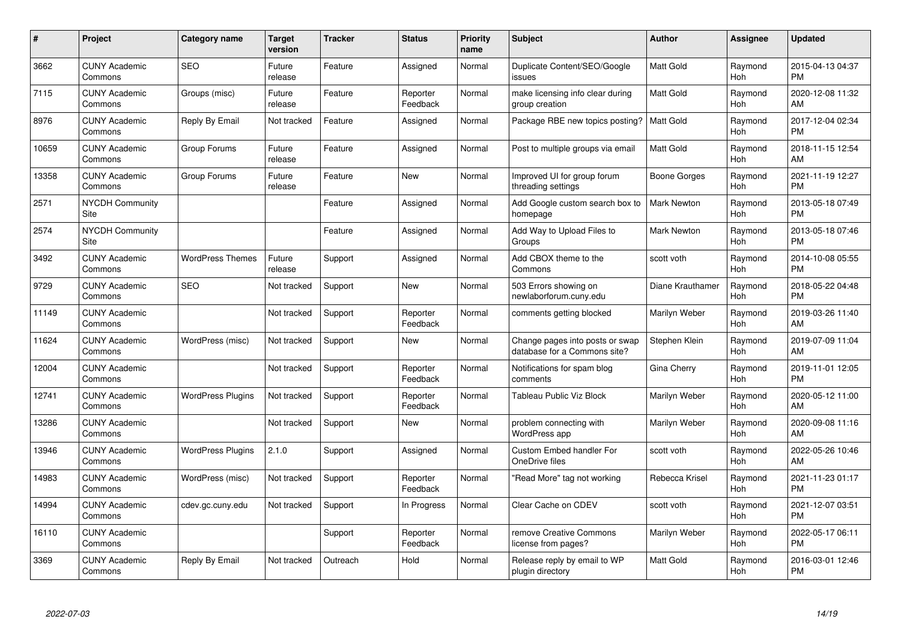| # | Project | Category name | Target version | Tracker | Status | Priority name | Subject | Author | Assignee | Updated |
|---|---|---|---|---|---|---|---|---|---|---|
| 3662 | CUNY Academic Commons | SEO | Future release | Feature | Assigned | Normal | Duplicate Content/SEO/Google issues | Matt Gold | Raymond Hoh | 2015-04-13 04:37 PM |
| 7115 | CUNY Academic Commons | Groups (misc) | Future release | Feature | Reporter Feedback | Normal | make licensing info clear during group creation | Matt Gold | Raymond Hoh | 2020-12-08 11:32 AM |
| 8976 | CUNY Academic Commons | Reply By Email | Not tracked | Feature | Assigned | Normal | Package RBE new topics posting? | Matt Gold | Raymond Hoh | 2017-12-04 02:34 PM |
| 10659 | CUNY Academic Commons | Group Forums | Future release | Feature | Assigned | Normal | Post to multiple groups via email | Matt Gold | Raymond Hoh | 2018-11-15 12:54 AM |
| 13358 | CUNY Academic Commons | Group Forums | Future release | Feature | New | Normal | Improved UI for group forum threading settings | Boone Gorges | Raymond Hoh | 2021-11-19 12:27 PM |
| 2571 | NYCDH Community Site | | | Feature | Assigned | Normal | Add Google custom search box to homepage | Mark Newton | Raymond Hoh | 2013-05-18 07:49 PM |
| 2574 | NYCDH Community Site | | | Feature | Assigned | Normal | Add Way to Upload Files to Groups | Mark Newton | Raymond Hoh | 2013-05-18 07:46 PM |
| 3492 | CUNY Academic Commons | WordPress Themes | Future release | Support | Assigned | Normal | Add CBOX theme to the Commons | scott voth | Raymond Hoh | 2014-10-08 05:55 PM |
| 9729 | CUNY Academic Commons | SEO | Not tracked | Support | New | Normal | 503 Errors showing on newlaborforum.cuny.edu | Diane Krauthamer | Raymond Hoh | 2018-05-22 04:48 PM |
| 11149 | CUNY Academic Commons | | Not tracked | Support | Reporter Feedback | Normal | comments getting blocked | Marilyn Weber | Raymond Hoh | 2019-03-26 11:40 AM |
| 11624 | CUNY Academic Commons | WordPress (misc) | Not tracked | Support | New | Normal | Change pages into posts or swap database for a Commons site? | Stephen Klein | Raymond Hoh | 2019-07-09 11:04 AM |
| 12004 | CUNY Academic Commons | | Not tracked | Support | Reporter Feedback | Normal | Notifications for spam blog comments | Gina Cherry | Raymond Hoh | 2019-11-01 12:05 PM |
| 12741 | CUNY Academic Commons | WordPress Plugins | Not tracked | Support | Reporter Feedback | Normal | Tableau Public Viz Block | Marilyn Weber | Raymond Hoh | 2020-05-12 11:00 AM |
| 13286 | CUNY Academic Commons | | Not tracked | Support | New | Normal | problem connecting with WordPress app | Marilyn Weber | Raymond Hoh | 2020-09-08 11:16 AM |
| 13946 | CUNY Academic Commons | WordPress Plugins | 2.1.0 | Support | Assigned | Normal | Custom Embed handler For OneDrive files | scott voth | Raymond Hoh | 2022-05-26 10:46 AM |
| 14983 | CUNY Academic Commons | WordPress (misc) | Not tracked | Support | Reporter Feedback | Normal | "Read More" tag not working | Rebecca Krisel | Raymond Hoh | 2021-11-23 01:17 PM |
| 14994 | CUNY Academic Commons | cdev.gc.cuny.edu | Not tracked | Support | In Progress | Normal | Clear Cache on CDEV | scott voth | Raymond Hoh | 2021-12-07 03:51 PM |
| 16110 | CUNY Academic Commons | | | Support | Reporter Feedback | Normal | remove Creative Commons license from pages? | Marilyn Weber | Raymond Hoh | 2022-05-17 06:11 PM |
| 3369 | CUNY Academic Commons | Reply By Email | Not tracked | Outreach | Hold | Normal | Release reply by email to WP plugin directory | Matt Gold | Raymond Hoh | 2016-03-01 12:46 PM |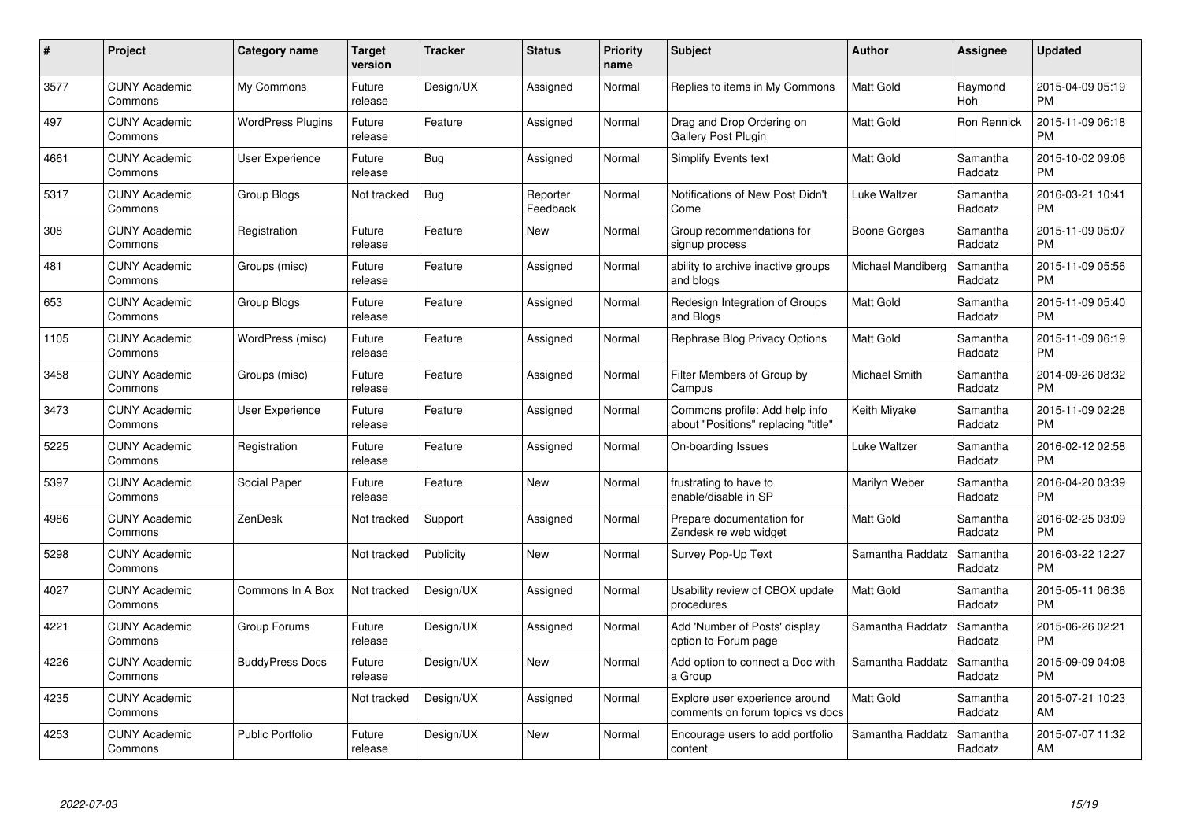| # | Project | Category name | Target version | Tracker | Status | Priority name | Subject | Author | Assignee | Updated |
|---|---|---|---|---|---|---|---|---|---|---|
| 3577 | CUNY Academic Commons | My Commons | Future release | Design/UX | Assigned | Normal | Replies to items in My Commons | Matt Gold | Raymond Hoh | 2015-04-09 05:19 PM |
| 497 | CUNY Academic Commons | WordPress Plugins | Future release | Feature | Assigned | Normal | Drag and Drop Ordering on Gallery Post Plugin | Matt Gold | Ron Rennick | 2015-11-09 06:18 PM |
| 4661 | CUNY Academic Commons | User Experience | Future release | Bug | Assigned | Normal | Simplify Events text | Matt Gold | Samantha Raddatz | 2015-10-02 09:06 PM |
| 5317 | CUNY Academic Commons | Group Blogs | Not tracked | Bug | Reporter Feedback | Normal | Notifications of New Post Didn't Come | Luke Waltzer | Samantha Raddatz | 2016-03-21 10:41 PM |
| 308 | CUNY Academic Commons | Registration | Future release | Feature | New | Normal | Group recommendations for signup process | Boone Gorges | Samantha Raddatz | 2015-11-09 05:07 PM |
| 481 | CUNY Academic Commons | Groups (misc) | Future release | Feature | Assigned | Normal | ability to archive inactive groups and blogs | Michael Mandiberg | Samantha Raddatz | 2015-11-09 05:56 PM |
| 653 | CUNY Academic Commons | Group Blogs | Future release | Feature | Assigned | Normal | Redesign Integration of Groups and Blogs | Matt Gold | Samantha Raddatz | 2015-11-09 05:40 PM |
| 1105 | CUNY Academic Commons | WordPress (misc) | Future release | Feature | Assigned | Normal | Rephrase Blog Privacy Options | Matt Gold | Samantha Raddatz | 2015-11-09 06:19 PM |
| 3458 | CUNY Academic Commons | Groups (misc) | Future release | Feature | Assigned | Normal | Filter Members of Group by Campus | Michael Smith | Samantha Raddatz | 2014-09-26 08:32 PM |
| 3473 | CUNY Academic Commons | User Experience | Future release | Feature | Assigned | Normal | Commons profile: Add help info about "Positions" replacing "title" | Keith Miyake | Samantha Raddatz | 2015-11-09 02:28 PM |
| 5225 | CUNY Academic Commons | Registration | Future release | Feature | Assigned | Normal | On-boarding Issues | Luke Waltzer | Samantha Raddatz | 2016-02-12 02:58 PM |
| 5397 | CUNY Academic Commons | Social Paper | Future release | Feature | New | Normal | frustrating to have to enable/disable in SP | Marilyn Weber | Samantha Raddatz | 2016-04-20 03:39 PM |
| 4986 | CUNY Academic Commons | ZenDesk | Not tracked | Support | Assigned | Normal | Prepare documentation for Zendesk re web widget | Matt Gold | Samantha Raddatz | 2016-02-25 03:09 PM |
| 5298 | CUNY Academic Commons | | Not tracked | Publicity | New | Normal | Survey Pop-Up Text | Samantha Raddatz | Samantha Raddatz | 2016-03-22 12:27 PM |
| 4027 | CUNY Academic Commons | Commons In A Box | Not tracked | Design/UX | Assigned | Normal | Usability review of CBOX update procedures | Matt Gold | Samantha Raddatz | 2015-05-11 06:36 PM |
| 4221 | CUNY Academic Commons | Group Forums | Future release | Design/UX | Assigned | Normal | Add 'Number of Posts' display option to Forum page | Samantha Raddatz | Samantha Raddatz | 2015-06-26 02:21 PM |
| 4226 | CUNY Academic Commons | BuddyPress Docs | Future release | Design/UX | New | Normal | Add option to connect a Doc with a Group | Samantha Raddatz | Samantha Raddatz | 2015-09-09 04:08 PM |
| 4235 | CUNY Academic Commons | | Not tracked | Design/UX | Assigned | Normal | Explore user experience around comments on forum topics vs docs | Matt Gold | Samantha Raddatz | 2015-07-21 10:23 AM |
| 4253 | CUNY Academic Commons | Public Portfolio | Future release | Design/UX | New | Normal | Encourage users to add portfolio content | Samantha Raddatz | Samantha Raddatz | 2015-07-07 11:32 AM |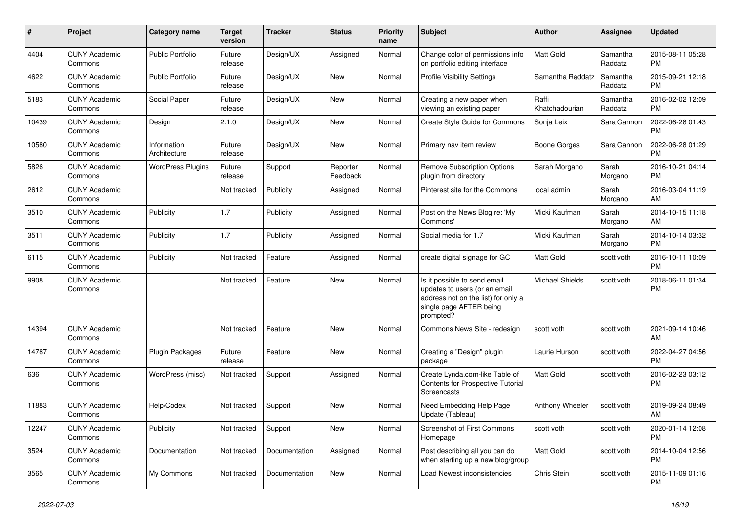| # | Project | Category name | Target version | Tracker | Status | Priority name | Subject | Author | Assignee | Updated |
|---|---|---|---|---|---|---|---|---|---|---|
| 4404 | CUNY Academic Commons | Public Portfolio | Future release | Design/UX | Assigned | Normal | Change color of permissions info on portfolio editing interface | Matt Gold | Samantha Raddatz | 2015-08-11 05:28 PM |
| 4622 | CUNY Academic Commons | Public Portfolio | Future release | Design/UX | New | Normal | Profile Visibility Settings | Samantha Raddatz | Samantha Raddatz | 2015-09-21 12:18 PM |
| 5183 | CUNY Academic Commons | Social Paper | Future release | Design/UX | New | Normal | Creating a new paper when viewing an existing paper | Raffi Khatchadourian | Samantha Raddatz | 2016-02-02 12:09 PM |
| 10439 | CUNY Academic Commons | Design | 2.1.0 | Design/UX | New | Normal | Create Style Guide for Commons | Sonja Leix | Sara Cannon | 2022-06-28 01:43 PM |
| 10580 | CUNY Academic Commons | Information Architecture | Future release | Design/UX | New | Normal | Primary nav item review | Boone Gorges | Sara Cannon | 2022-06-28 01:29 PM |
| 5826 | CUNY Academic Commons | WordPress Plugins | Future release | Support | Reporter Feedback | Normal | Remove Subscription Options plugin from directory | Sarah Morgano | Sarah Morgano | 2016-10-21 04:14 PM |
| 2612 | CUNY Academic Commons | | Not tracked | Publicity | Assigned | Normal | Pinterest site for the Commons | local admin | Sarah Morgano | 2016-03-04 11:19 AM |
| 3510 | CUNY Academic Commons | Publicity | 1.7 | Publicity | Assigned | Normal | Post on the News Blog re: 'My Commons' | Micki Kaufman | Sarah Morgano | 2014-10-15 11:18 AM |
| 3511 | CUNY Academic Commons | Publicity | 1.7 | Publicity | Assigned | Normal | Social media for 1.7 | Micki Kaufman | Sarah Morgano | 2014-10-14 03:32 PM |
| 6115 | CUNY Academic Commons | Publicity | Not tracked | Feature | Assigned | Normal | create digital signage for GC | Matt Gold | scott voth | 2016-10-11 10:09 PM |
| 9908 | CUNY Academic Commons | | Not tracked | Feature | New | Normal | Is it possible to send email updates to users (or an email address not on the list) for only a single page AFTER being prompted? | Michael Shields | scott voth | 2018-06-11 01:34 PM |
| 14394 | CUNY Academic Commons | | Not tracked | Feature | New | Normal | Commons News Site - redesign | scott voth | scott voth | 2021-09-14 10:46 AM |
| 14787 | CUNY Academic Commons | Plugin Packages | Future release | Feature | New | Normal | Creating a "Design" plugin package | Laurie Hurson | scott voth | 2022-04-27 04:56 PM |
| 636 | CUNY Academic Commons | WordPress (misc) | Not tracked | Support | Assigned | Normal | Create Lynda.com-like Table of Contents for Prospective Tutorial Screencasts | Matt Gold | scott voth | 2016-02-23 03:12 PM |
| 11883 | CUNY Academic Commons | Help/Codex | Not tracked | Support | New | Normal | Need Embedding Help Page Update (Tableau) | Anthony Wheeler | scott voth | 2019-09-24 08:49 AM |
| 12247 | CUNY Academic Commons | Publicity | Not tracked | Support | New | Normal | Screenshot of First Commons Homepage | scott voth | scott voth | 2020-01-14 12:08 PM |
| 3524 | CUNY Academic Commons | Documentation | Not tracked | Documentation | Assigned | Normal | Post describing all you can do when starting up a new blog/group | Matt Gold | scott voth | 2014-10-04 12:56 PM |
| 3565 | CUNY Academic Commons | My Commons | Not tracked | Documentation | New | Normal | Load Newest inconsistencies | Chris Stein | scott voth | 2015-11-09 01:16 PM |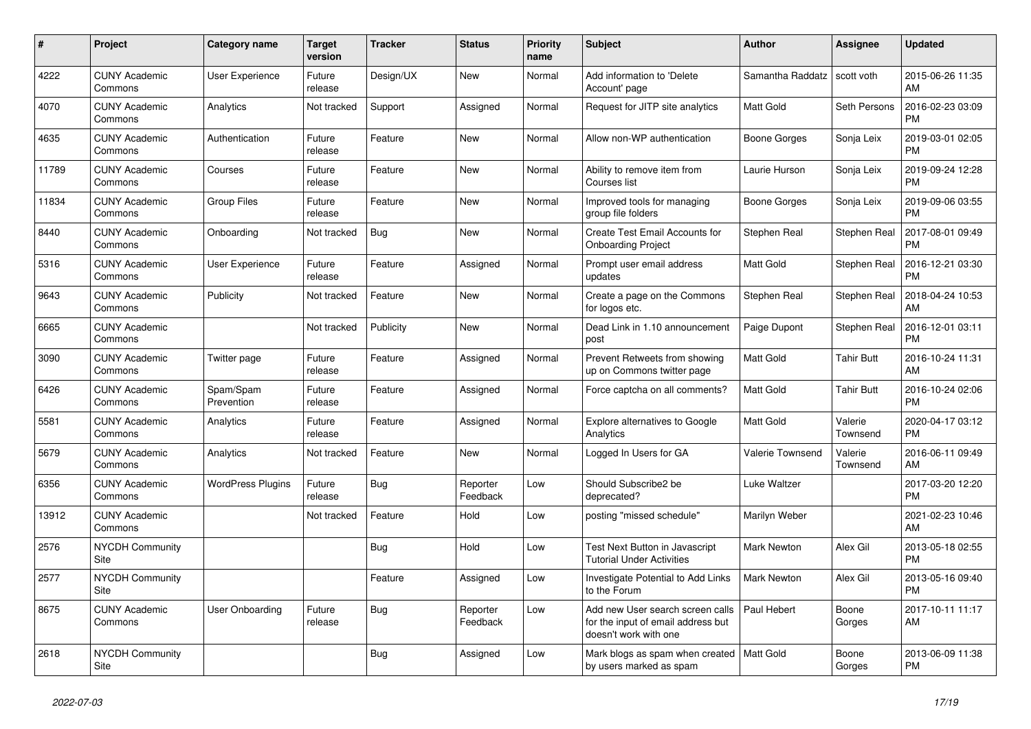| # | Project | Category name | Target version | Tracker | Status | Priority name | Subject | Author | Assignee | Updated |
|---|---|---|---|---|---|---|---|---|---|---|
| 4222 | CUNY Academic Commons | User Experience | Future release | Design/UX | New | Normal | Add information to 'Delete Account' page | Samantha Raddatz | scott voth | 2015-06-26 11:35 AM |
| 4070 | CUNY Academic Commons | Analytics | Not tracked | Support | Assigned | Normal | Request for JITP site analytics | Matt Gold | Seth Persons | 2016-02-23 03:09 PM |
| 4635 | CUNY Academic Commons | Authentication | Future release | Feature | New | Normal | Allow non-WP authentication | Boone Gorges | Sonja Leix | 2019-03-01 02:05 PM |
| 11789 | CUNY Academic Commons | Courses | Future release | Feature | New | Normal | Ability to remove item from Courses list | Laurie Hurson | Sonja Leix | 2019-09-24 12:28 PM |
| 11834 | CUNY Academic Commons | Group Files | Future release | Feature | New | Normal | Improved tools for managing group file folders | Boone Gorges | Sonja Leix | 2019-09-06 03:55 PM |
| 8440 | CUNY Academic Commons | Onboarding | Not tracked | Bug | New | Normal | Create Test Email Accounts for Onboarding Project | Stephen Real | Stephen Real | 2017-08-01 09:49 PM |
| 5316 | CUNY Academic Commons | User Experience | Future release | Feature | Assigned | Normal | Prompt user email address updates | Matt Gold | Stephen Real | 2016-12-21 03:30 PM |
| 9643 | CUNY Academic Commons | Publicity | Not tracked | Feature | New | Normal | Create a page on the Commons for logos etc. | Stephen Real | Stephen Real | 2018-04-24 10:53 AM |
| 6665 | CUNY Academic Commons | | Not tracked | Publicity | New | Normal | Dead Link in 1.10 announcement post | Paige Dupont | Stephen Real | 2016-12-01 03:11 PM |
| 3090 | CUNY Academic Commons | Twitter page | Future release | Feature | Assigned | Normal | Prevent Retweets from showing up on Commons twitter page | Matt Gold | Tahir Butt | 2016-10-24 11:31 AM |
| 6426 | CUNY Academic Commons | Spam/Spam Prevention | Future release | Feature | Assigned | Normal | Force captcha on all comments? | Matt Gold | Tahir Butt | 2016-10-24 02:06 PM |
| 5581 | CUNY Academic Commons | Analytics | Future release | Feature | Assigned | Normal | Explore alternatives to Google Analytics | Matt Gold | Valerie Townsend | 2020-04-17 03:12 PM |
| 5679 | CUNY Academic Commons | Analytics | Not tracked | Feature | New | Normal | Logged In Users for GA | Valerie Townsend | Valerie Townsend | 2016-06-11 09:49 AM |
| 6356 | CUNY Academic Commons | WordPress Plugins | Future release | Bug | Reporter Feedback | Low | Should Subscribe2 be deprecated? | Luke Waltzer | | 2017-03-20 12:20 PM |
| 13912 | CUNY Academic Commons | | Not tracked | Feature | Hold | Low | posting "missed schedule" | Marilyn Weber | | 2021-02-23 10:46 AM |
| 2576 | NYCDH Community Site | | | Bug | Hold | Low | Test Next Button in Javascript Tutorial Under Activities | Mark Newton | Alex Gil | 2013-05-18 02:55 PM |
| 2577 | NYCDH Community Site | | | Feature | Assigned | Low | Investigate Potential to Add Links to the Forum | Mark Newton | Alex Gil | 2013-05-16 09:40 PM |
| 8675 | CUNY Academic Commons | User Onboarding | Future release | Bug | Reporter Feedback | Low | Add new User search screen calls for the input of email address but doesn't work with one | Paul Hebert | Boone Gorges | 2017-10-11 11:17 AM |
| 2618 | NYCDH Community Site | | | Bug | Assigned | Low | Mark blogs as spam when created by users marked as spam | Matt Gold | Boone Gorges | 2013-06-09 11:38 PM |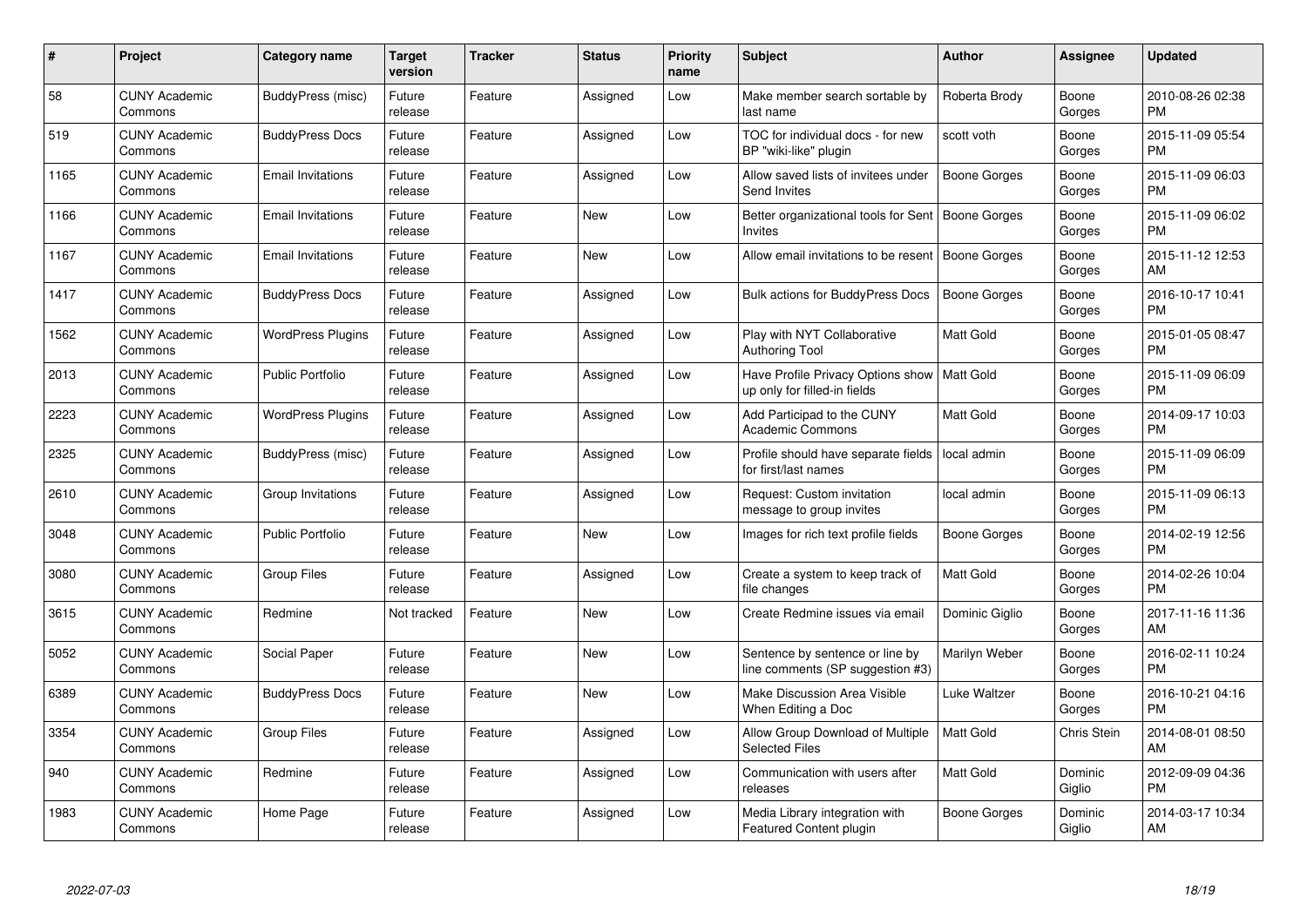| # | Project | Category name | Target version | Tracker | Status | Priority name | Subject | Author | Assignee | Updated |
|---|---|---|---|---|---|---|---|---|---|---|
| 58 | CUNY Academic Commons | BuddyPress (misc) | Future release | Feature | Assigned | Low | Make member search sortable by last name | Roberta Brody | Boone Gorges | 2010-08-26 02:38 PM |
| 519 | CUNY Academic Commons | BuddyPress Docs | Future release | Feature | Assigned | Low | TOC for individual docs - for new BP "wiki-like" plugin | scott voth | Boone Gorges | 2015-11-09 05:54 PM |
| 1165 | CUNY Academic Commons | Email Invitations | Future release | Feature | Assigned | Low | Allow saved lists of invitees under Send Invites | Boone Gorges | Boone Gorges | 2015-11-09 06:03 PM |
| 1166 | CUNY Academic Commons | Email Invitations | Future release | Feature | New | Low | Better organizational tools for Sent Invites | Boone Gorges | Boone Gorges | 2015-11-09 06:02 PM |
| 1167 | CUNY Academic Commons | Email Invitations | Future release | Feature | New | Low | Allow email invitations to be resent | Boone Gorges | Boone Gorges | 2015-11-12 12:53 AM |
| 1417 | CUNY Academic Commons | BuddyPress Docs | Future release | Feature | Assigned | Low | Bulk actions for BuddyPress Docs | Boone Gorges | Boone Gorges | 2016-10-17 10:41 PM |
| 1562 | CUNY Academic Commons | WordPress Plugins | Future release | Feature | Assigned | Low | Play with NYT Collaborative Authoring Tool | Matt Gold | Boone Gorges | 2015-01-05 08:47 PM |
| 2013 | CUNY Academic Commons | Public Portfolio | Future release | Feature | Assigned | Low | Have Profile Privacy Options show up only for filled-in fields | Matt Gold | Boone Gorges | 2015-11-09 06:09 PM |
| 2223 | CUNY Academic Commons | WordPress Plugins | Future release | Feature | Assigned | Low | Add Participad to the CUNY Academic Commons | Matt Gold | Boone Gorges | 2014-09-17 10:03 PM |
| 2325 | CUNY Academic Commons | BuddyPress (misc) | Future release | Feature | Assigned | Low | Profile should have separate fields for first/last names | local admin | Boone Gorges | 2015-11-09 06:09 PM |
| 2610 | CUNY Academic Commons | Group Invitations | Future release | Feature | Assigned | Low | Request: Custom invitation message to group invites | local admin | Boone Gorges | 2015-11-09 06:13 PM |
| 3048 | CUNY Academic Commons | Public Portfolio | Future release | Feature | New | Low | Images for rich text profile fields | Boone Gorges | Boone Gorges | 2014-02-19 12:56 PM |
| 3080 | CUNY Academic Commons | Group Files | Future release | Feature | Assigned | Low | Create a system to keep track of file changes | Matt Gold | Boone Gorges | 2014-02-26 10:04 PM |
| 3615 | CUNY Academic Commons | Redmine | Not tracked | Feature | New | Low | Create Redmine issues via email | Dominic Giglio | Boone Gorges | 2017-11-16 11:36 AM |
| 5052 | CUNY Academic Commons | Social Paper | Future release | Feature | New | Low | Sentence by sentence or line by line comments (SP suggestion #3) | Marilyn Weber | Boone Gorges | 2016-02-11 10:24 PM |
| 6389 | CUNY Academic Commons | BuddyPress Docs | Future release | Feature | New | Low | Make Discussion Area Visible When Editing a Doc | Luke Waltzer | Boone Gorges | 2016-10-21 04:16 PM |
| 3354 | CUNY Academic Commons | Group Files | Future release | Feature | Assigned | Low | Allow Group Download of Multiple Selected Files | Matt Gold | Chris Stein | 2014-08-01 08:50 AM |
| 940 | CUNY Academic Commons | Redmine | Future release | Feature | Assigned | Low | Communication with users after releases | Matt Gold | Dominic Giglio | 2012-09-09 04:36 PM |
| 1983 | CUNY Academic Commons | Home Page | Future release | Feature | Assigned | Low | Media Library integration with Featured Content plugin | Boone Gorges | Dominic Giglio | 2014-03-17 10:34 AM |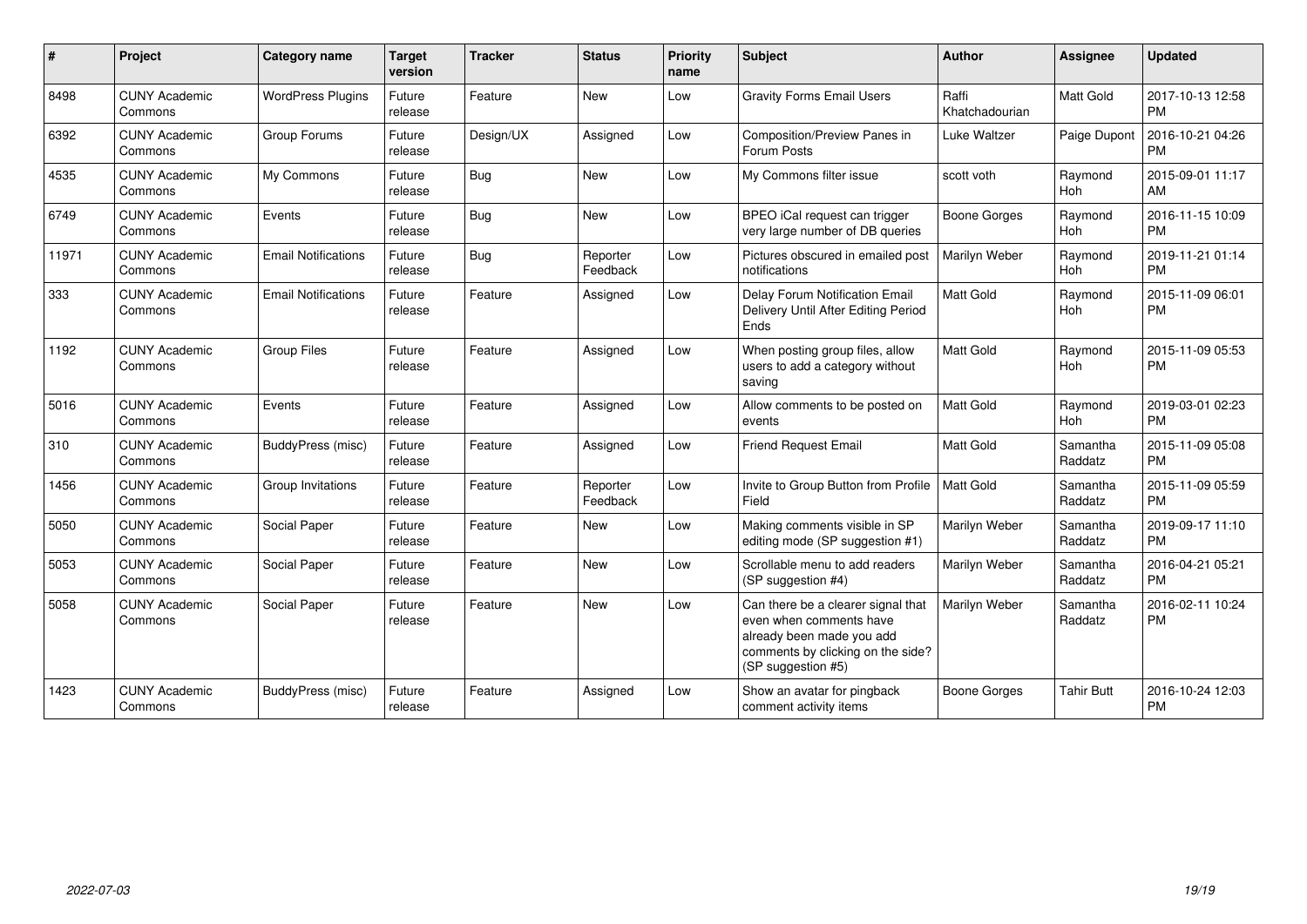| # | Project | Category name | Target version | Tracker | Status | Priority name | Subject | Author | Assignee | Updated |
|---|---|---|---|---|---|---|---|---|---|---|
| 8498 | CUNY Academic Commons | WordPress Plugins | Future release | Feature | New | Low | Gravity Forms Email Users | Raffi Khatchadourian | Matt Gold | 2017-10-13 12:58 PM |
| 6392 | CUNY Academic Commons | Group Forums | Future release | Design/UX | Assigned | Low | Composition/Preview Panes in Forum Posts | Luke Waltzer | Paige Dupont | 2016-10-21 04:26 PM |
| 4535 | CUNY Academic Commons | My Commons | Future release | Bug | New | Low | My Commons filter issue | scott voth | Raymond Hoh | 2015-09-01 11:17 AM |
| 6749 | CUNY Academic Commons | Events | Future release | Bug | New | Low | BPEO iCal request can trigger very large number of DB queries | Boone Gorges | Raymond Hoh | 2016-11-15 10:09 PM |
| 11971 | CUNY Academic Commons | Email Notifications | Future release | Bug | Reporter Feedback | Low | Pictures obscured in emailed post notifications | Marilyn Weber | Raymond Hoh | 2019-11-21 01:14 PM |
| 333 | CUNY Academic Commons | Email Notifications | Future release | Feature | Assigned | Low | Delay Forum Notification Email Delivery Until After Editing Period Ends | Matt Gold | Raymond Hoh | 2015-11-09 06:01 PM |
| 1192 | CUNY Academic Commons | Group Files | Future release | Feature | Assigned | Low | When posting group files, allow users to add a category without saving | Matt Gold | Raymond Hoh | 2015-11-09 05:53 PM |
| 5016 | CUNY Academic Commons | Events | Future release | Feature | Assigned | Low | Allow comments to be posted on events | Matt Gold | Raymond Hoh | 2019-03-01 02:23 PM |
| 310 | CUNY Academic Commons | BuddyPress (misc) | Future release | Feature | Assigned | Low | Friend Request Email | Matt Gold | Samantha Raddatz | 2015-11-09 05:08 PM |
| 1456 | CUNY Academic Commons | Group Invitations | Future release | Feature | Reporter Feedback | Low | Invite to Group Button from Profile Field | Matt Gold | Samantha Raddatz | 2015-11-09 05:59 PM |
| 5050 | CUNY Academic Commons | Social Paper | Future release | Feature | New | Low | Making comments visible in SP editing mode (SP suggestion #1) | Marilyn Weber | Samantha Raddatz | 2019-09-17 11:10 PM |
| 5053 | CUNY Academic Commons | Social Paper | Future release | Feature | New | Low | Scrollable menu to add readers (SP suggestion #4) | Marilyn Weber | Samantha Raddatz | 2016-04-21 05:21 PM |
| 5058 | CUNY Academic Commons | Social Paper | Future release | Feature | New | Low | Can there be a clearer signal that even when comments have already been made you add comments by clicking on the side? (SP suggestion #5) | Marilyn Weber | Samantha Raddatz | 2016-02-11 10:24 PM |
| 1423 | CUNY Academic Commons | BuddyPress (misc) | Future release | Feature | Assigned | Low | Show an avatar for pingback comment activity items | Boone Gorges | Tahir Butt | 2016-10-24 12:03 PM |